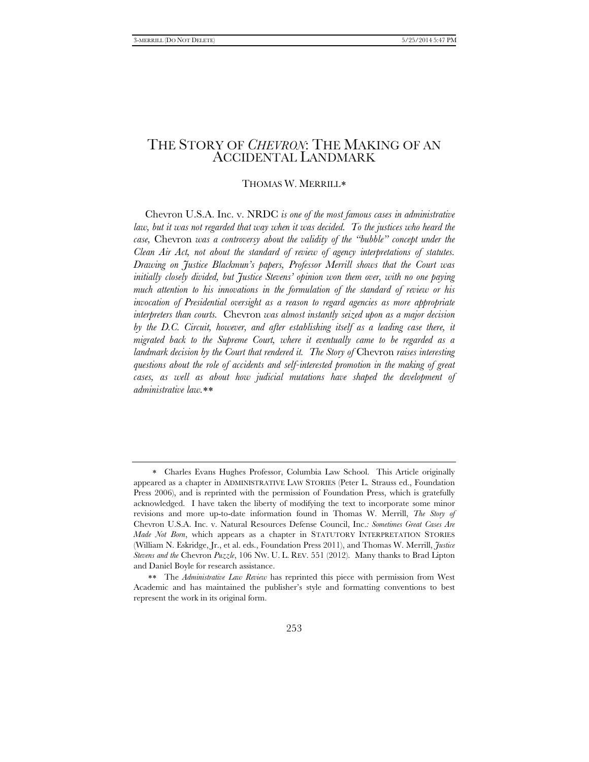# THE STORY OF *CHEVRON*: THE MAKING OF AN ACCIDENTAL LANDMARK

THOMAS W. MERRILL*

*Chevron U.S.A. Inc. v. NRDC is one of the most famous cases in administrative law, but it was not regarded that way when it was decided. To the justices who heard the case, Chevron was a controversy about the validity of the "bubble" concept under the Clean Air Act, not about the standard of review of agency interpretations of statutes. Drawing on Justice Blackmun's papers, Professor Merrill shows that the Court was initially closely divided, but Justice Stevens' opinion won them over, with no one paying much attention to his innovations in the formulation of the standard of review or his invocation of Presidential oversight as a reason to regard agencies as more appropriate interpreters than courts. Chevron was almost instantly seized upon as a major decision by the D.C. Circuit, however, and after establishing itself as a leading case there, it migrated back to the Supreme Court, where it eventually came to be regarded as a landmark decision by the Court that rendered it. The Story of Chevron raises interesting questions about the role of accidents and self-interested promotion in the making of great cases, as well as about how judicial mutations have shaped the development of administrative law.*\*\*

---

\* Charles Evans Hughes Professor, Columbia Law School. This Article originally appeared as a chapter in ADMINISTRATIVE LAW STORIES (Peter L. Strauss ed., Foundation Press 2006), and is reprinted with the permission of Foundation Press, which is gratefully acknowledged. I have taken the liberty of modifying the text to incorporate some minor revisions and more up-to-date information found in Thomas W. Merrill, *The Story of* Chevron U.S.A. Inc. v. Natural Resources Defense Council, Inc.*: Sometimes Great Cases Are Made Not Born*, which appears as a chapter in STATUTORY INTERPRETATION STORIES (William N. Eskridge, Jr., et al. eds., Foundation Press 2011), and Thomas W. Merrill, *Justice Stevens and the* Chevron *Puzzle*, 106 NW. U. L. REV. 551 (2012). Many thanks to Brad Lipton and Daniel Boyle for research assistance.

\*\* The *Administrative Law Review* has reprinted this piece with permission from West Academic and has maintained the publisher's style and formatting conventions to best represent the work in its original form.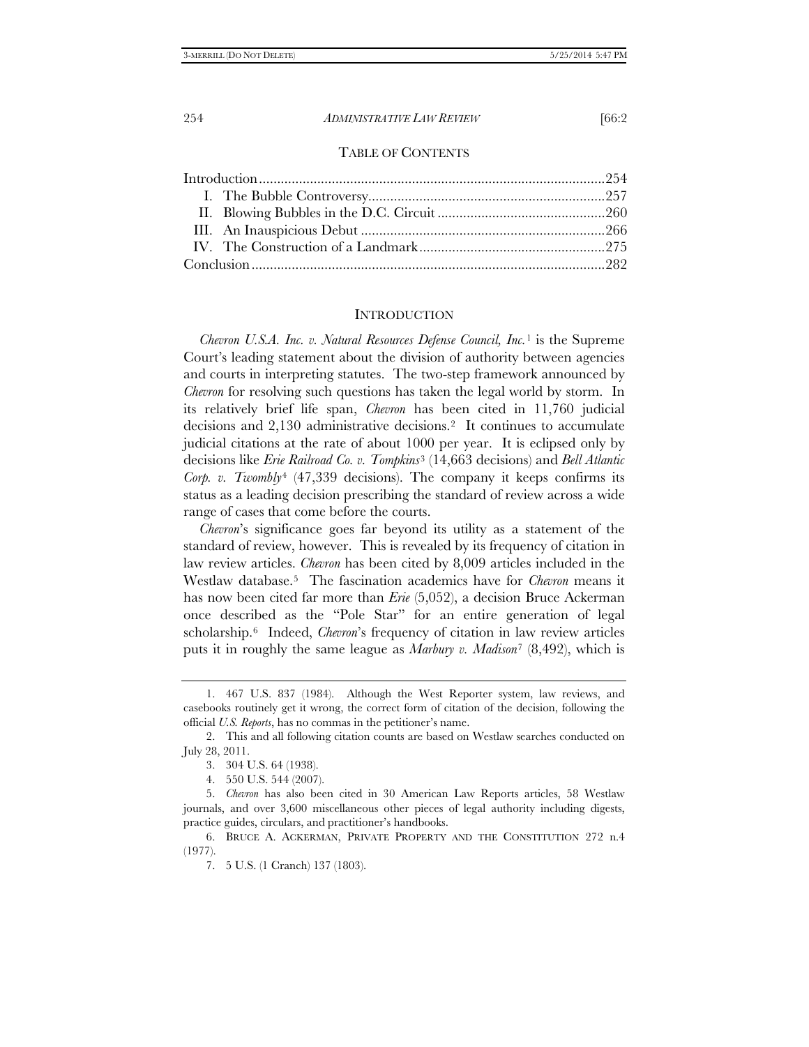## TABLE OF CONTENTS

| | |
|---|---|
| Introduction | 254 |
| I. The Bubble Controversy | 257 |
| II. Blowing Bubbles in the D.C. Circuit | 260 |
| III. An Inauspicious Debut | 266 |
| IV. The Construction of a Landmark | 275 |
| Conclusion | 282 |

## INTRODUCTION

*Chevron U.S.A. Inc. v. Natural Resources Defense Council, Inc.*[1] is the Supreme Court's leading statement about the division of authority between agencies and courts in interpreting statutes. The two-step framework announced by *Chevron* for resolving such questions has taken the legal world by storm. In its relatively brief life span, *Chevron* has been cited in 11,760 judicial decisions and 2,130 administrative decisions.[2] It continues to accumulate judicial citations at the rate of about 1000 per year. It is eclipsed only by decisions like *Erie Railroad Co. v. Tompkins*[3] (14,663 decisions) and *Bell Atlantic Corp. v. Twombly*[4] (47,339 decisions). The company it keeps confirms its status as a leading decision prescribing the standard of review across a wide range of cases that come before the courts.

*Chevron*'s significance goes far beyond its utility as a statement of the standard of review, however. This is revealed by its frequency of citation in law review articles. *Chevron* has been cited by 8,009 articles included in the Westlaw database.[5] The fascination academics have for *Chevron* means it has now been cited far more than *Erie* (5,052), a decision Bruce Ackerman once described as the "Pole Star" for an entire generation of legal scholarship.[6] Indeed, *Chevron*'s frequency of citation in law review articles puts it in roughly the same league as *Marbury v. Madison*[7] (8,492), which is

---

1. 467 U.S. 837 (1984). Although the West Reporter system, law reviews, and casebooks routinely get it wrong, the correct form of citation of the decision, following the official *U.S. Reports*, has no commas in the petitioner's name.

2. This and all following citation counts are based on Westlaw searches conducted on July 28, 2011.

3. 304 U.S. 64 (1938).

4. 550 U.S. 544 (2007).

5. *Chevron* has also been cited in 30 American Law Reports articles, 58 Westlaw journals, and over 3,600 miscellaneous other pieces of legal authority including digests, practice guides, circulars, and practitioner's handbooks.

6. BRUCE A. ACKERMAN, PRIVATE PROPERTY AND THE CONSTITUTION 272 n.4 (1977).

7. 5 U.S. (1 Cranch) 137 (1803).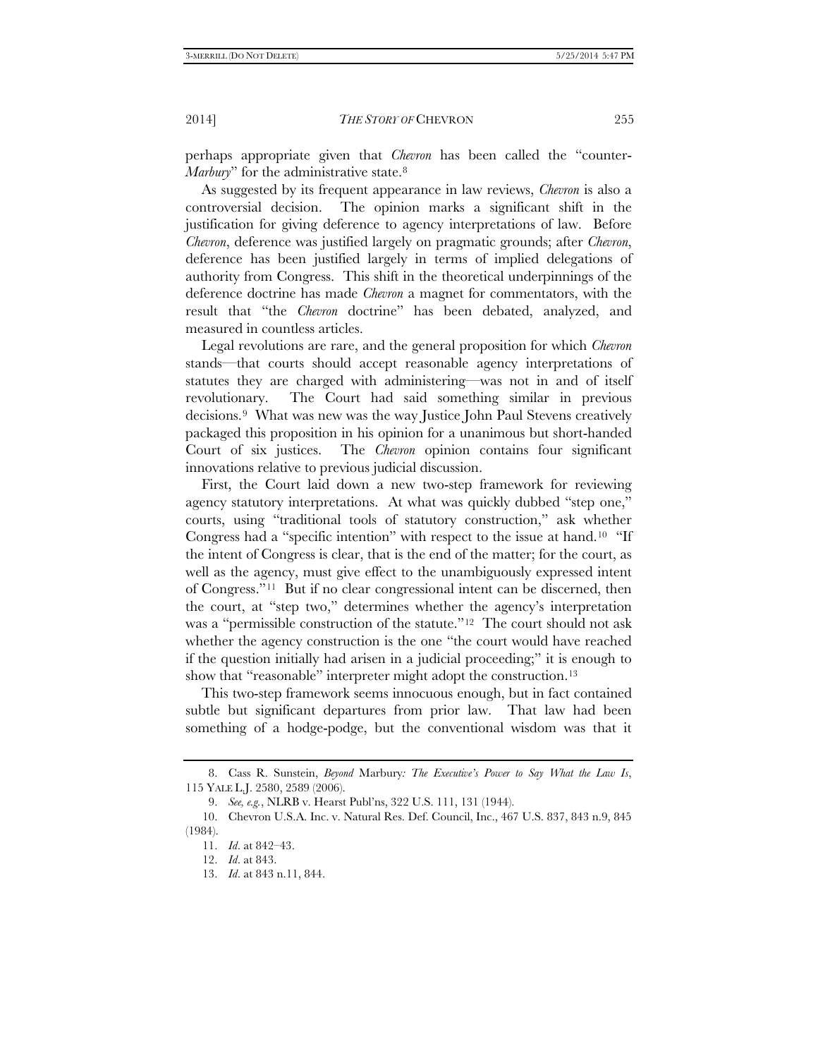perhaps appropriate given that *Chevron* has been called the "counter-*Marbury*" for the administrative state.[8]

As suggested by its frequent appearance in law reviews, *Chevron* is also a controversial decision. The opinion marks a significant shift in the justification for giving deference to agency interpretations of law. Before *Chevron*, deference was justified largely on pragmatic grounds; after *Chevron*, deference has been justified largely in terms of implied delegations of authority from Congress. This shift in the theoretical underpinnings of the deference doctrine has made *Chevron* a magnet for commentators, with the result that "the *Chevron* doctrine" has been debated, analyzed, and measured in countless articles.

Legal revolutions are rare, and the general proposition for which *Chevron* stands—that courts should accept reasonable agency interpretations of statutes they are charged with administering—was not in and of itself revolutionary. The Court had said something similar in previous decisions.[9] What was new was the way Justice John Paul Stevens creatively packaged this proposition in his opinion for a unanimous but short-handed Court of six justices. The *Chevron* opinion contains four significant innovations relative to previous judicial discussion.

First, the Court laid down a new two-step framework for reviewing agency statutory interpretations. At what was quickly dubbed "step one," courts, using "traditional tools of statutory construction," ask whether Congress had a "specific intention" with respect to the issue at hand.[10] "If the intent of Congress is clear, that is the end of the matter; for the court, as well as the agency, must give effect to the unambiguously expressed intent of Congress."[11] But if no clear congressional intent can be discerned, then the court, at "step two," determines whether the agency's interpretation was a "permissible construction of the statute."[12] The court should not ask whether the agency construction is the one "the court would have reached if the question initially had arisen in a judicial proceeding;" it is enough to show that "reasonable" interpreter might adopt the construction.[13]

This two-step framework seems innocuous enough, but in fact contained subtle but significant departures from prior law. That law had been something of a hodge-podge, but the conventional wisdom was that it

---

8. Cass R. Sunstein, *Beyond* Marbury*: The Executive's Power to Say What the Law Is*, 115 YALE L.J. 2580, 2589 (2006).

9. *See, e.g.*, NLRB v. Hearst Publ'ns, 322 U.S. 111, 131 (1944).

10. Chevron U.S.A. Inc. v. Natural Res. Def. Council, Inc., 467 U.S. 837, 843 n.9, 845 (1984).

11. *Id*. at 842–43.

12. *Id*. at 843.

13. *Id*. at 843 n.11, 844.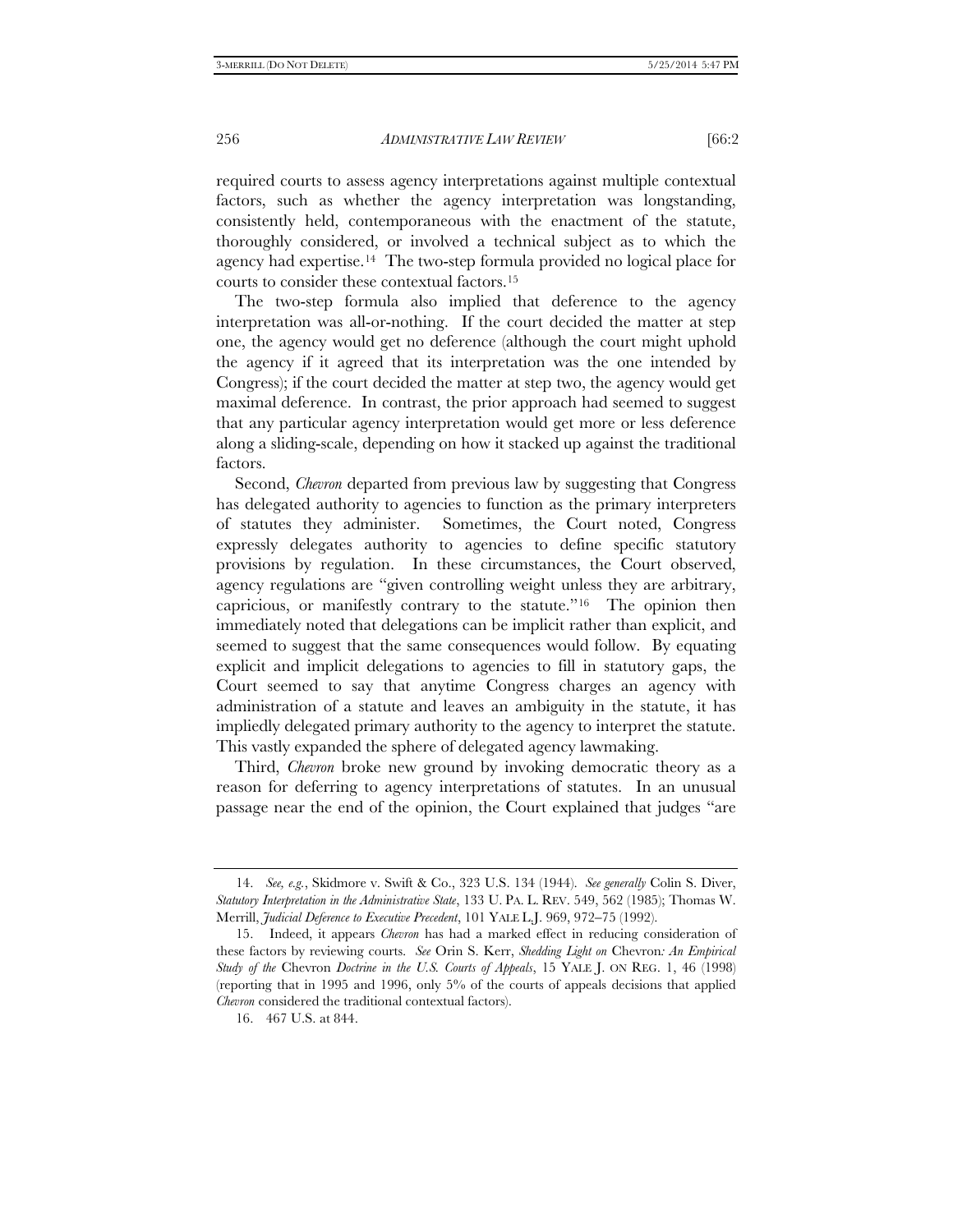required courts to assess agency interpretations against multiple contextual factors, such as whether the agency interpretation was longstanding, consistently held, contemporaneous with the enactment of the statute, thoroughly considered, or involved a technical subject as to which the agency had expertise.[14] The two-step formula provided no logical place for courts to consider these contextual factors.[15]

The two-step formula also implied that deference to the agency interpretation was all-or-nothing. If the court decided the matter at step one, the agency would get no deference (although the court might uphold the agency if it agreed that its interpretation was the one intended by Congress); if the court decided the matter at step two, the agency would get maximal deference. In contrast, the prior approach had seemed to suggest that any particular agency interpretation would get more or less deference along a sliding-scale, depending on how it stacked up against the traditional factors.

Second, *Chevron* departed from previous law by suggesting that Congress has delegated authority to agencies to function as the primary interpreters of statutes they administer. Sometimes, the Court noted, Congress expressly delegates authority to agencies to define specific statutory provisions by regulation. In these circumstances, the Court observed, agency regulations are "given controlling weight unless they are arbitrary, capricious, or manifestly contrary to the statute."[16] The opinion then immediately noted that delegations can be implicit rather than explicit, and seemed to suggest that the same consequences would follow. By equating explicit and implicit delegations to agencies to fill in statutory gaps, the Court seemed to say that anytime Congress charges an agency with administration of a statute and leaves an ambiguity in the statute, it has impliedly delegated primary authority to the agency to interpret the statute. This vastly expanded the sphere of delegated agency lawmaking.

Third, *Chevron* broke new ground by invoking democratic theory as a reason for deferring to agency interpretations of statutes. In an unusual passage near the end of the opinion, the Court explained that judges "are

---

14. *See, e.g.*, Skidmore v. Swift & Co., 323 U.S. 134 (1944). *See generally* Colin S. Diver, *Statutory Interpretation in the Administrative State*, 133 U. PA. L. REV. 549, 562 (1985); Thomas W. Merrill, *Judicial Deference to Executive Precedent*, 101 YALE L.J. 969, 972–75 (1992).

15. Indeed, it appears *Chevron* has had a marked effect in reducing consideration of these factors by reviewing courts. *See* Orin S. Kerr, *Shedding Light on* Chevron*: An Empirical Study of the* Chevron *Doctrine in the U.S. Courts of Appeals*, 15 YALE J. ON REG. 1, 46 (1998) (reporting that in 1995 and 1996, only 5% of the courts of appeals decisions that applied *Chevron* considered the traditional contextual factors).

16. 467 U.S. at 844.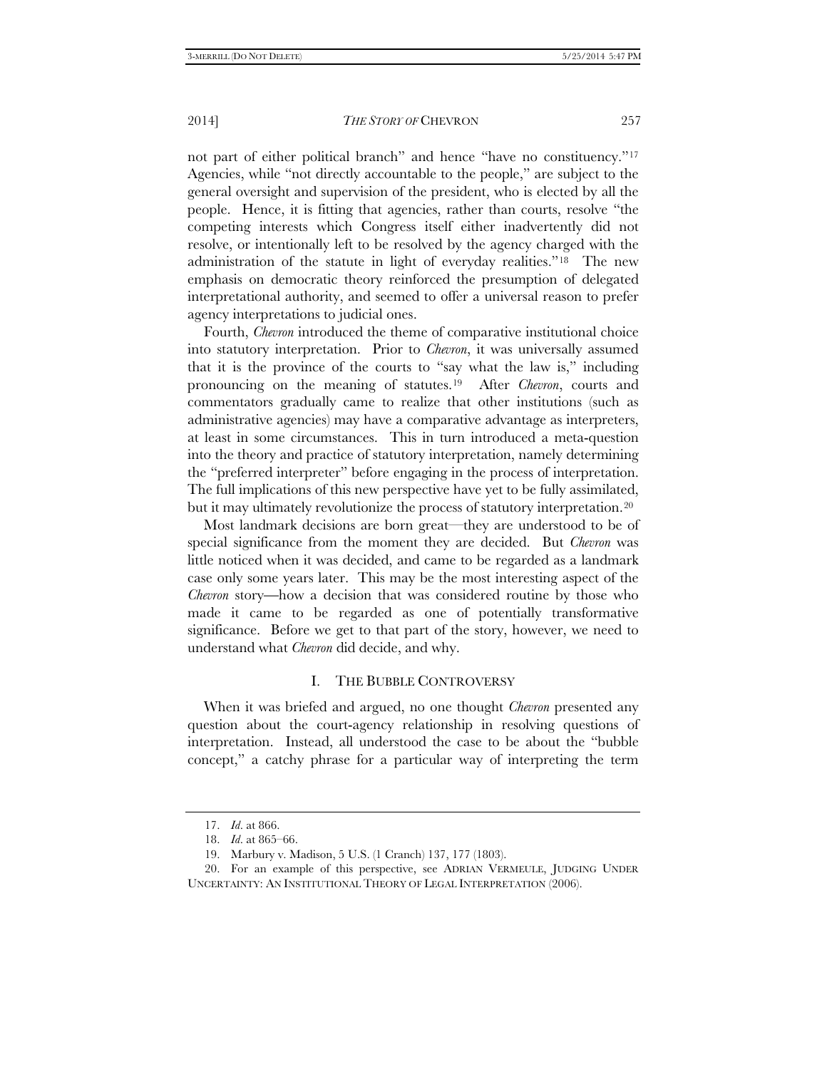not part of either political branch" and hence "have no constituency."[17] Agencies, while "not directly accountable to the people," are subject to the general oversight and supervision of the president, who is elected by all the people. Hence, it is fitting that agencies, rather than courts, resolve "the competing interests which Congress itself either inadvertently did not resolve, or intentionally left to be resolved by the agency charged with the administration of the statute in light of everyday realities."[18] The new emphasis on democratic theory reinforced the presumption of delegated interpretational authority, and seemed to offer a universal reason to prefer agency interpretations to judicial ones.

Fourth, *Chevron* introduced the theme of comparative institutional choice into statutory interpretation. Prior to *Chevron*, it was universally assumed that it is the province of the courts to "say what the law is," including pronouncing on the meaning of statutes.[19] After *Chevron*, courts and commentators gradually came to realize that other institutions (such as administrative agencies) may have a comparative advantage as interpreters, at least in some circumstances. This in turn introduced a meta-question into the theory and practice of statutory interpretation, namely determining the "preferred interpreter" before engaging in the process of interpretation. The full implications of this new perspective have yet to be fully assimilated, but it may ultimately revolutionize the process of statutory interpretation.[20]

Most landmark decisions are born great—they are understood to be of special significance from the moment they are decided. But *Chevron* was little noticed when it was decided, and came to be regarded as a landmark case only some years later. This may be the most interesting aspect of the *Chevron* story—how a decision that was considered routine by those who made it came to be regarded as one of potentially transformative significance. Before we get to that part of the story, however, we need to understand what *Chevron* did decide, and why.

## I. THE BUBBLE CONTROVERSY

When it was briefed and argued, no one thought *Chevron* presented any question about the court-agency relationship in resolving questions of interpretation. Instead, all understood the case to be about the "bubble concept," a catchy phrase for a particular way of interpreting the term

---

17. *Id.* at 866.

18. *Id.* at 865–66.

19. Marbury v. Madison, 5 U.S. (1 Cranch) 137, 177 (1803).

20. For an example of this perspective, see ADRIAN VERMEULE, JUDGING UNDER UNCERTAINTY: AN INSTITUTIONAL THEORY OF LEGAL INTERPRETATION (2006).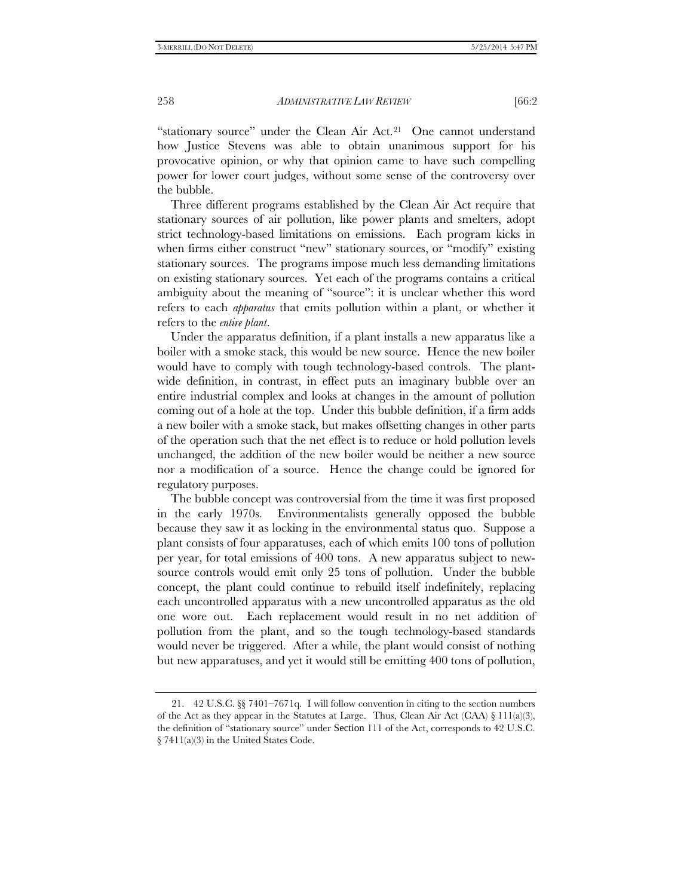"stationary source" under the Clean Air Act.[21] One cannot understand how Justice Stevens was able to obtain unanimous support for his provocative opinion, or why that opinion came to have such compelling power for lower court judges, without some sense of the controversy over the bubble.

Three different programs established by the Clean Air Act require that stationary sources of air pollution, like power plants and smelters, adopt strict technology-based limitations on emissions. Each program kicks in when firms either construct "new" stationary sources, or "modify" existing stationary sources. The programs impose much less demanding limitations on existing stationary sources. Yet each of the programs contains a critical ambiguity about the meaning of "source": it is unclear whether this word refers to each *apparatus* that emits pollution within a plant, or whether it refers to the *entire plant*.

Under the apparatus definition, if a plant installs a new apparatus like a boiler with a smoke stack, this would be new source. Hence the new boiler would have to comply with tough technology-based controls. The plant-wide definition, in contrast, in effect puts an imaginary bubble over an entire industrial complex and looks at changes in the amount of pollution coming out of a hole at the top. Under this bubble definition, if a firm adds a new boiler with a smoke stack, but makes offsetting changes in other parts of the operation such that the net effect is to reduce or hold pollution levels unchanged, the addition of the new boiler would be neither a new source nor a modification of a source. Hence the change could be ignored for regulatory purposes.

The bubble concept was controversial from the time it was first proposed in the early 1970s. Environmentalists generally opposed the bubble because they saw it as locking in the environmental status quo. Suppose a plant consists of four apparatuses, each of which emits 100 tons of pollution per year, for total emissions of 400 tons. A new apparatus subject to new-source controls would emit only 25 tons of pollution. Under the bubble concept, the plant could continue to rebuild itself indefinitely, replacing each uncontrolled apparatus with a new uncontrolled apparatus as the old one wore out. Each replacement would result in no net addition of pollution from the plant, and so the tough technology-based standards would never be triggered. After a while, the plant would consist of nothing but new apparatuses, and yet it would still be emitting 400 tons of pollution,

---

21. 42 U.S.C. §§ 7401–7671q. I will follow convention in citing to the section numbers of the Act as they appear in the Statutes at Large. Thus, Clean Air Act (CAA) § 111(a)(3), the definition of "stationary source" under Section 111 of the Act, corresponds to 42 U.S.C. § 7411(a)(3) in the United States Code.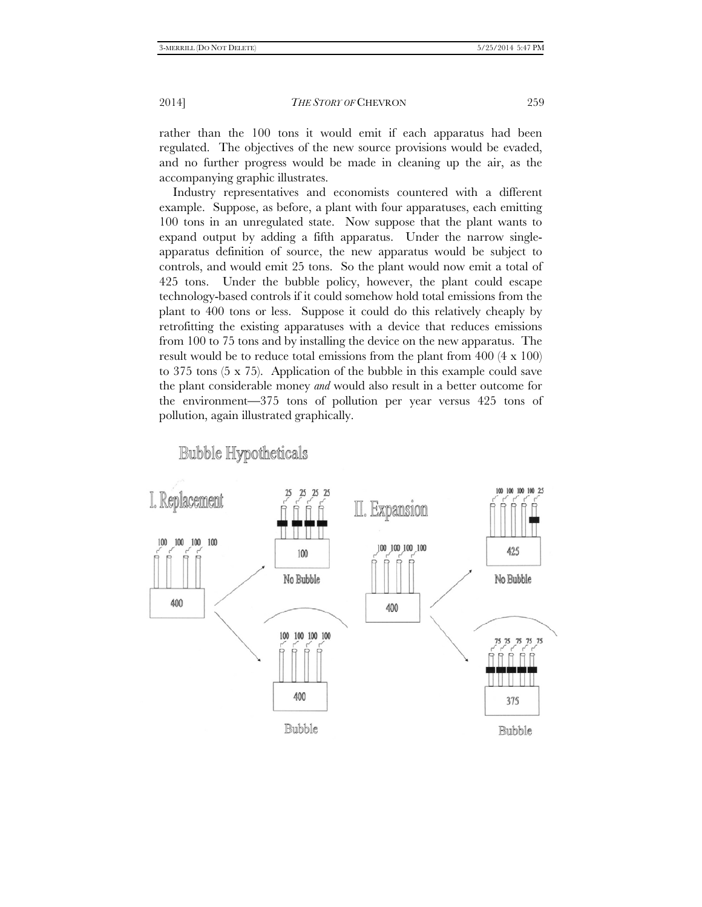rather than the 100 tons it would emit if each apparatus had been regulated. The objectives of the new source provisions would be evaded, and no further progress would be made in cleaning up the air, as the accompanying graphic illustrates.

Industry representatives and economists countered with a different example. Suppose, as before, a plant with four apparatuses, each emitting 100 tons in an unregulated state. Now suppose that the plant wants to expand output by adding a fifth apparatus. Under the narrow single-apparatus definition of source, the new apparatus would be subject to controls, and would emit 25 tons. So the plant would now emit a total of 425 tons. Under the bubble policy, however, the plant could escape technology-based controls if it could somehow hold total emissions from the plant to 400 tons or less. Suppose it could do this relatively cheaply by retrofitting the existing apparatuses with a device that reduces emissions from 100 to 75 tons and by installing the device on the new apparatus. The result would be to reduce total emissions from the plant from 400 (4 x 100) to 375 tons (5 x 75). Application of the bubble in this example could save the plant considerable money *and* would also result in a better outcome for the environment—375 tons of pollution per year versus 425 tons of pollution, again illustrated graphically.

Bubble Hypotheticals

I. Replacement

II. Expansion

No Bubble

Bubble

No Bubble

Bubble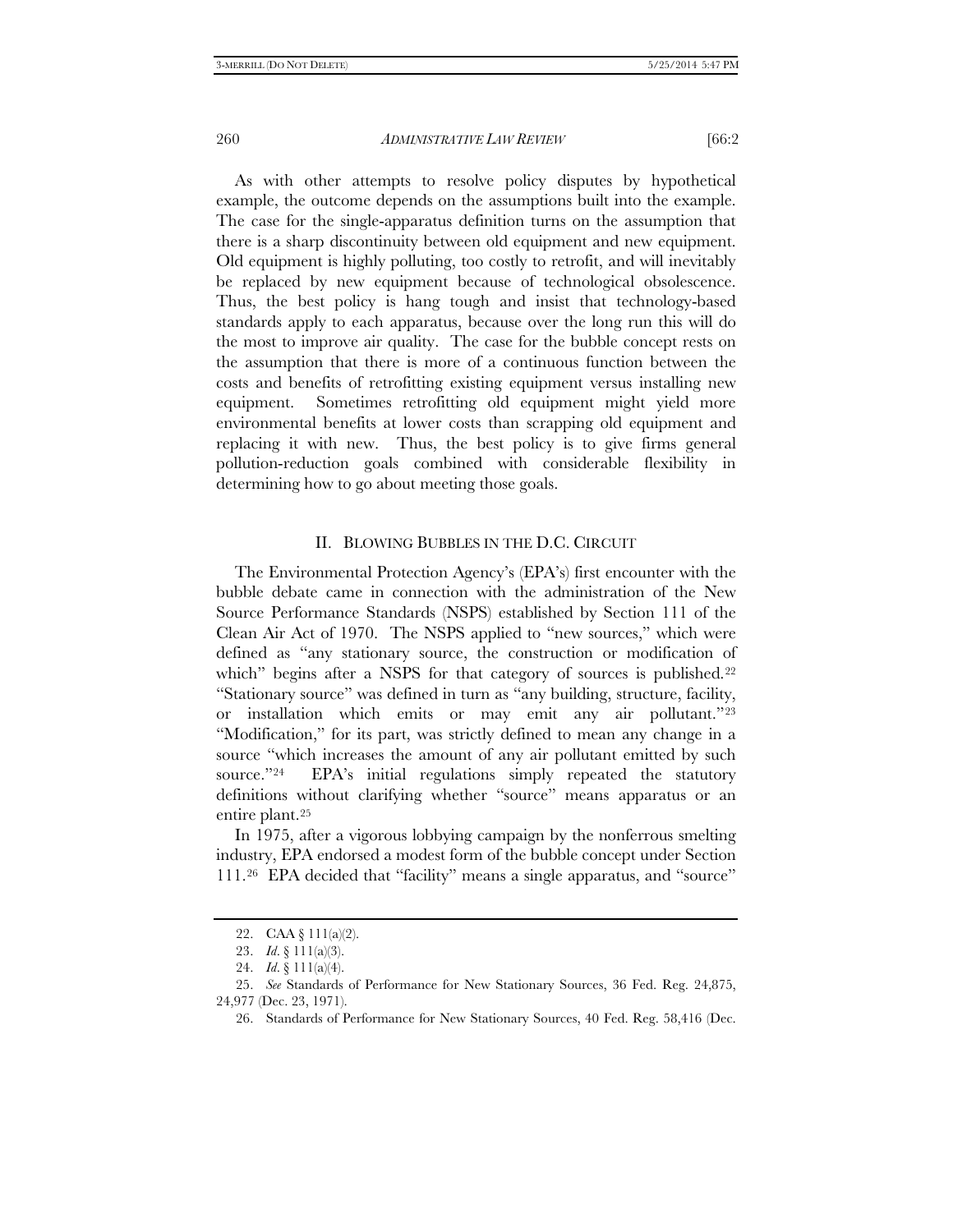As with other attempts to resolve policy disputes by hypothetical example, the outcome depends on the assumptions built into the example. The case for the single-apparatus definition turns on the assumption that there is a sharp discontinuity between old equipment and new equipment. Old equipment is highly polluting, too costly to retrofit, and will inevitably be replaced by new equipment because of technological obsolescence. Thus, the best policy is hang tough and insist that technology-based standards apply to each apparatus, because over the long run this will do the most to improve air quality. The case for the bubble concept rests on the assumption that there is more of a continuous function between the costs and benefits of retrofitting existing equipment versus installing new equipment. Sometimes retrofitting old equipment might yield more environmental benefits at lower costs than scrapping old equipment and replacing it with new. Thus, the best policy is to give firms general pollution-reduction goals combined with considerable flexibility in determining how to go about meeting those goals.

## II. Blowing Bubbles in the D.C. Circuit

The Environmental Protection Agency's (EPA's) first encounter with the bubble debate came in connection with the administration of the New Source Performance Standards (NSPS) established by Section 111 of the Clean Air Act of 1970. The NSPS applied to "new sources," which were defined as "any stationary source, the construction or modification of which" begins after a NSPS for that category of sources is published.[22] "Stationary source" was defined in turn as "any building, structure, facility, or installation which emits or may emit any air pollutant."[23] "Modification," for its part, was strictly defined to mean any change in a source "which increases the amount of any air pollutant emitted by such source."[24] EPA's initial regulations simply repeated the statutory definitions without clarifying whether "source" means apparatus or an entire plant.[25]

In 1975, after a vigorous lobbying campaign by the nonferrous smelting industry, EPA endorsed a modest form of the bubble concept under Section 111.[26] EPA decided that "facility" means a single apparatus, and "source"

---

22. CAA § 111(a)(2).

23. *Id.* § 111(a)(3).

24. *Id.* § 111(a)(4).

25. *See* Standards of Performance for New Stationary Sources, 36 Fed. Reg. 24,875, 24,977 (Dec. 23, 1971).

26. Standards of Performance for New Stationary Sources, 40 Fed. Reg. 58,416 (Dec.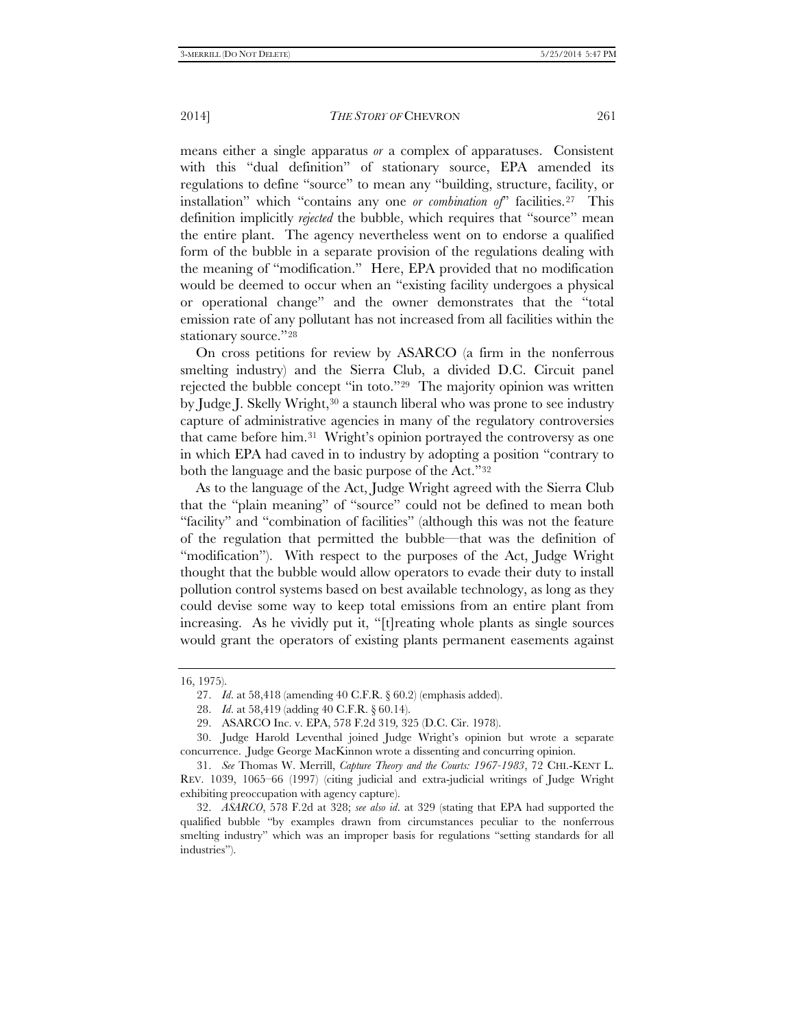means either a single apparatus *or* a complex of apparatuses. Consistent with this "dual definition" of stationary source, EPA amended its regulations to define "source" to mean any "building, structure, facility, or installation" which "contains any one *or combination of*" facilities.[27] This definition implicitly *rejected* the bubble, which requires that "source" mean the entire plant. The agency nevertheless went on to endorse a qualified form of the bubble in a separate provision of the regulations dealing with the meaning of "modification." Here, EPA provided that no modification would be deemed to occur when an "existing facility undergoes a physical or operational change" and the owner demonstrates that the "total emission rate of any pollutant has not increased from all facilities within the stationary source."[28]

On cross petitions for review by ASARCO (a firm in the nonferrous smelting industry) and the Sierra Club, a divided D.C. Circuit panel rejected the bubble concept "in toto."[29] The majority opinion was written by Judge J. Skelly Wright,[30] a staunch liberal who was prone to see industry capture of administrative agencies in many of the regulatory controversies that came before him.[31] Wright's opinion portrayed the controversy as one in which EPA had caved in to industry by adopting a position "contrary to both the language and the basic purpose of the Act."[32]

As to the language of the Act, Judge Wright agreed with the Sierra Club that the "plain meaning" of "source" could not be defined to mean both "facility" and "combination of facilities" (although this was not the feature of the regulation that permitted the bubble—that was the definition of "modification"). With respect to the purposes of the Act, Judge Wright thought that the bubble would allow operators to evade their duty to install pollution control systems based on best available technology, as long as they could devise some way to keep total emissions from an entire plant from increasing. As he vividly put it, "[t]reating whole plants as single sources would grant the operators of existing plants permanent easements against

---

16, 1975).

27. *Id.* at 58,418 (amending 40 C.F.R. § 60.2) (emphasis added).

28. *Id.* at 58,419 (adding 40 C.F.R. § 60.14).

29. ASARCO Inc. v. EPA, 578 F.2d 319, 325 (D.C. Cir. 1978).

30. Judge Harold Leventhal joined Judge Wright's opinion but wrote a separate concurrence. Judge George MacKinnon wrote a dissenting and concurring opinion.

31. *See* Thomas W. Merrill, *Capture Theory and the Courts: 1967-1983*, 72 CHI.-KENT L. REV. 1039, 1065–66 (1997) (citing judicial and extra-judicial writings of Judge Wright exhibiting preoccupation with agency capture).

32. *ASARCO*, 578 F.2d at 328; *see also id.* at 329 (stating that EPA had supported the qualified bubble "by examples drawn from circumstances peculiar to the nonferrous smelting industry" which was an improper basis for regulations "setting standards for all industries").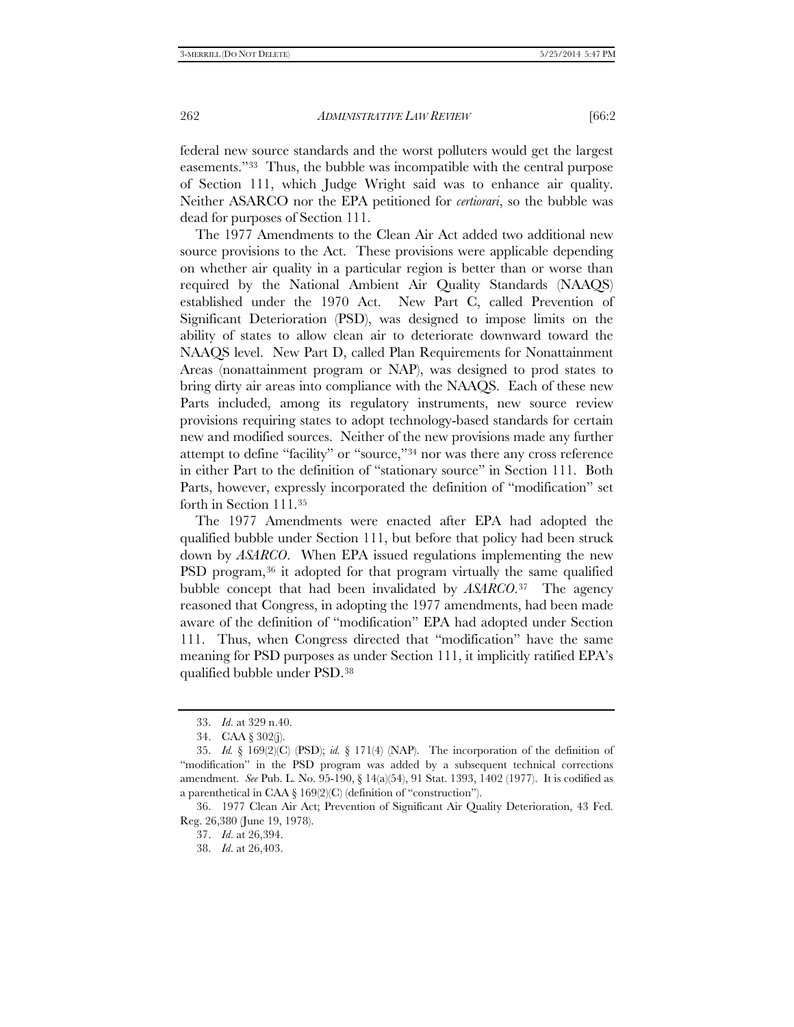federal new source standards and the worst polluters would get the largest easements."[33] Thus, the bubble was incompatible with the central purpose of Section 111, which Judge Wright said was to enhance air quality. Neither ASARCO nor the EPA petitioned for *certiorari*, so the bubble was dead for purposes of Section 111.

The 1977 Amendments to the Clean Air Act added two additional new source provisions to the Act. These provisions were applicable depending on whether air quality in a particular region is better than or worse than required by the National Ambient Air Quality Standards (NAAQS) established under the 1970 Act. New Part C, called Prevention of Significant Deterioration (PSD), was designed to impose limits on the ability of states to allow clean air to deteriorate downward toward the NAAQS level. New Part D, called Plan Requirements for Nonattainment Areas (nonattainment program or NAP), was designed to prod states to bring dirty air areas into compliance with the NAAQS. Each of these new Parts included, among its regulatory instruments, new source review provisions requiring states to adopt technology-based standards for certain new and modified sources. Neither of the new provisions made any further attempt to define "facility" or "source,"[34] nor was there any cross reference in either Part to the definition of "stationary source" in Section 111. Both Parts, however, expressly incorporated the definition of "modification" set forth in Section 111.[35]

The 1977 Amendments were enacted after EPA had adopted the qualified bubble under Section 111, but before that policy had been struck down by *ASARCO*. When EPA issued regulations implementing the new PSD program,[36] it adopted for that program virtually the same qualified bubble concept that had been invalidated by *ASARCO*.[37] The agency reasoned that Congress, in adopting the 1977 amendments, had been made aware of the definition of "modification" EPA had adopted under Section 111. Thus, when Congress directed that "modification" have the same meaning for PSD purposes as under Section 111, it implicitly ratified EPA's qualified bubble under PSD.[38]

---

33. *Id.* at 329 n.40.

34. CAA § 302(j).

35. *Id.* § 169(2)(C) (PSD); *id.* § 171(4) (NAP). The incorporation of the definition of "modification" in the PSD program was added by a subsequent technical corrections amendment. *See* Pub. L. No. 95-190, § 14(a)(54), 91 Stat. 1393, 1402 (1977). It is codified as a parenthetical in CAA § 169(2)(C) (definition of "construction").

36. 1977 Clean Air Act; Prevention of Significant Air Quality Deterioration, 43 Fed. Reg. 26,380 (June 19, 1978).

37. *Id.* at 26,394.

38. *Id.* at 26,403.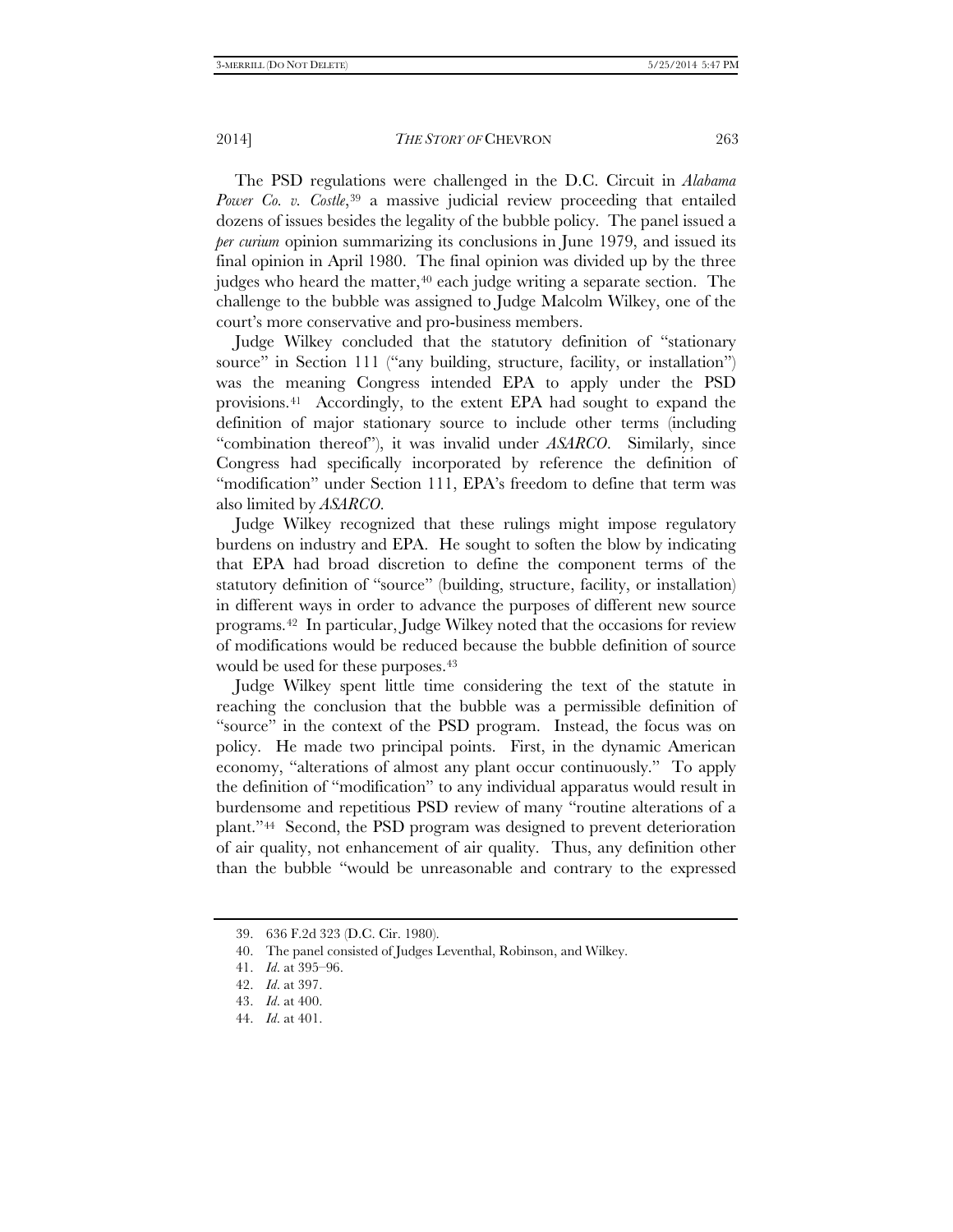The PSD regulations were challenged in the D.C. Circuit in *Alabama Power Co. v. Costle*,[39] a massive judicial review proceeding that entailed dozens of issues besides the legality of the bubble policy. The panel issued a *per curium* opinion summarizing its conclusions in June 1979, and issued its final opinion in April 1980. The final opinion was divided up by the three judges who heard the matter,[40] each judge writing a separate section. The challenge to the bubble was assigned to Judge Malcolm Wilkey, one of the court's more conservative and pro-business members.

Judge Wilkey concluded that the statutory definition of "stationary source" in Section 111 ("any building, structure, facility, or installation") was the meaning Congress intended EPA to apply under the PSD provisions.[41] Accordingly, to the extent EPA had sought to expand the definition of major stationary source to include other terms (including "combination thereof"), it was invalid under *ASARCO*. Similarly, since Congress had specifically incorporated by reference the definition of "modification" under Section 111, EPA's freedom to define that term was also limited by *ASARCO*.

Judge Wilkey recognized that these rulings might impose regulatory burdens on industry and EPA. He sought to soften the blow by indicating that EPA had broad discretion to define the component terms of the statutory definition of "source" (building, structure, facility, or installation) in different ways in order to advance the purposes of different new source programs.[42] In particular, Judge Wilkey noted that the occasions for review of modifications would be reduced because the bubble definition of source would be used for these purposes.[43]

Judge Wilkey spent little time considering the text of the statute in reaching the conclusion that the bubble was a permissible definition of "source" in the context of the PSD program. Instead, the focus was on policy. He made two principal points. First, in the dynamic American economy, "alterations of almost any plant occur continuously." To apply the definition of "modification" to any individual apparatus would result in burdensome and repetitious PSD review of many "routine alterations of a plant."[44] Second, the PSD program was designed to prevent deterioration of air quality, not enhancement of air quality. Thus, any definition other than the bubble "would be unreasonable and contrary to the expressed

---

39. 636 F.2d 323 (D.C. Cir. 1980).

40. The panel consisted of Judges Leventhal, Robinson, and Wilkey.

41. *Id.* at 395–96.

42. *Id.* at 397.

43. *Id.* at 400.

44. *Id.* at 401.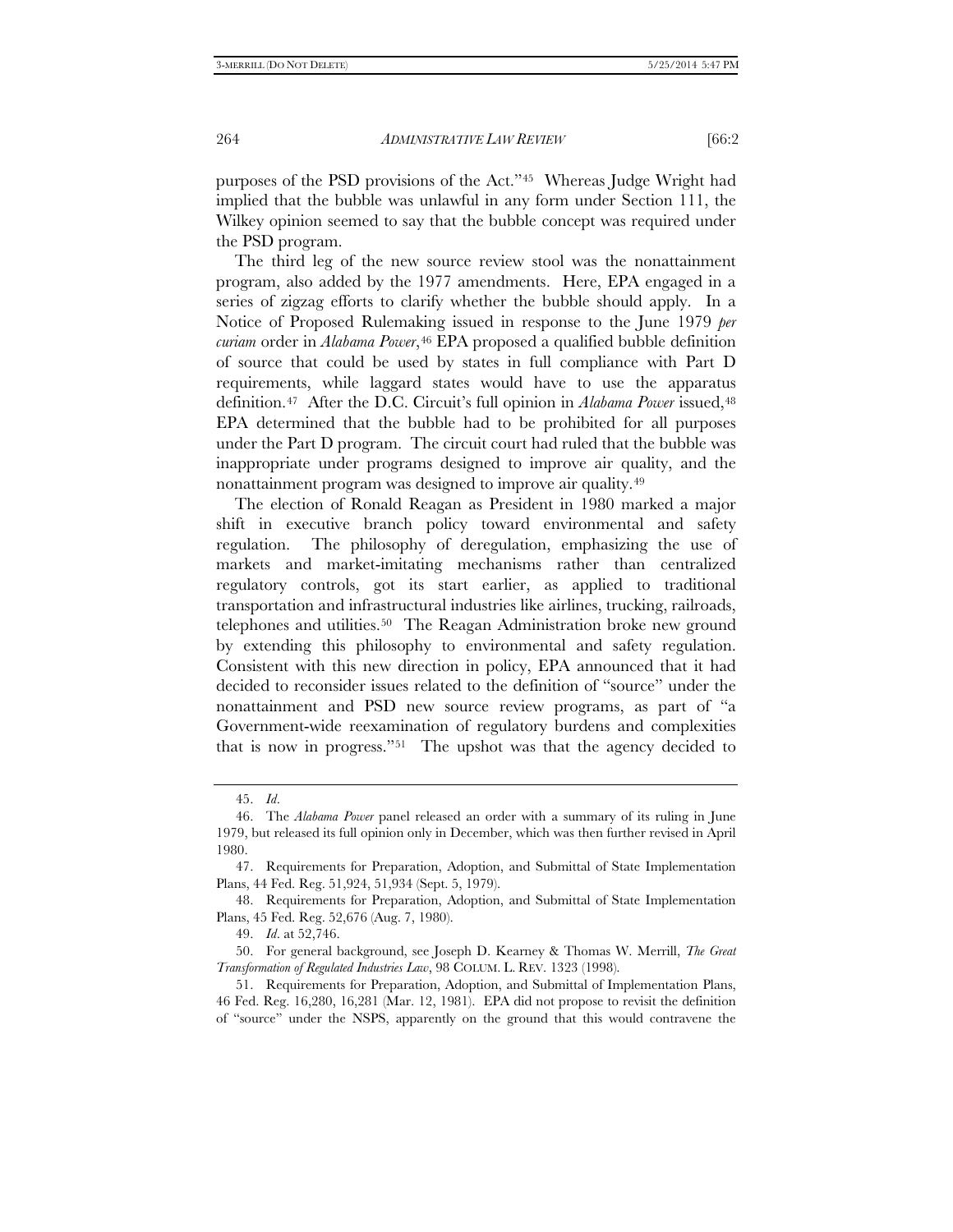purposes of the PSD provisions of the Act."[45] Whereas Judge Wright had implied that the bubble was unlawful in any form under Section 111, the Wilkey opinion seemed to say that the bubble concept was required under the PSD program.

The third leg of the new source review stool was the nonattainment program, also added by the 1977 amendments. Here, EPA engaged in a series of zigzag efforts to clarify whether the bubble should apply. In a Notice of Proposed Rulemaking issued in response to the June 1979 *per curiam* order in *Alabama Power*,[46] EPA proposed a qualified bubble definition of source that could be used by states in full compliance with Part D requirements, while laggard states would have to use the apparatus definition.[47] After the D.C. Circuit's full opinion in *Alabama Power* issued,[48] EPA determined that the bubble had to be prohibited for all purposes under the Part D program. The circuit court had ruled that the bubble was inappropriate under programs designed to improve air quality, and the nonattainment program was designed to improve air quality.[49]

The election of Ronald Reagan as President in 1980 marked a major shift in executive branch policy toward environmental and safety regulation. The philosophy of deregulation, emphasizing the use of markets and market-imitating mechanisms rather than centralized regulatory controls, got its start earlier, as applied to traditional transportation and infrastructural industries like airlines, trucking, railroads, telephones and utilities.[50] The Reagan Administration broke new ground by extending this philosophy to environmental and safety regulation. Consistent with this new direction in policy, EPA announced that it had decided to reconsider issues related to the definition of "source" under the nonattainment and PSD new source review programs, as part of "a Government-wide reexamination of regulatory burdens and complexities that is now in progress."[51] The upshot was that the agency decided to

---

45. *Id.*

46. The *Alabama Power* panel released an order with a summary of its ruling in June 1979, but released its full opinion only in December, which was then further revised in April 1980.

47. Requirements for Preparation, Adoption, and Submittal of State Implementation Plans, 44 Fed. Reg. 51,924, 51,934 (Sept. 5, 1979).

48. Requirements for Preparation, Adoption, and Submittal of State Implementation Plans, 45 Fed. Reg. 52,676 (Aug. 7, 1980).

49. *Id.* at 52,746.

50. For general background, see Joseph D. Kearney & Thomas W. Merrill, *The Great Transformation of Regulated Industries Law*, 98 COLUM. L. REV. 1323 (1998).

51. Requirements for Preparation, Adoption, and Submittal of Implementation Plans, 46 Fed. Reg. 16,280, 16,281 (Mar. 12, 1981). EPA did not propose to revisit the definition of "source" under the NSPS, apparently on the ground that this would contravene the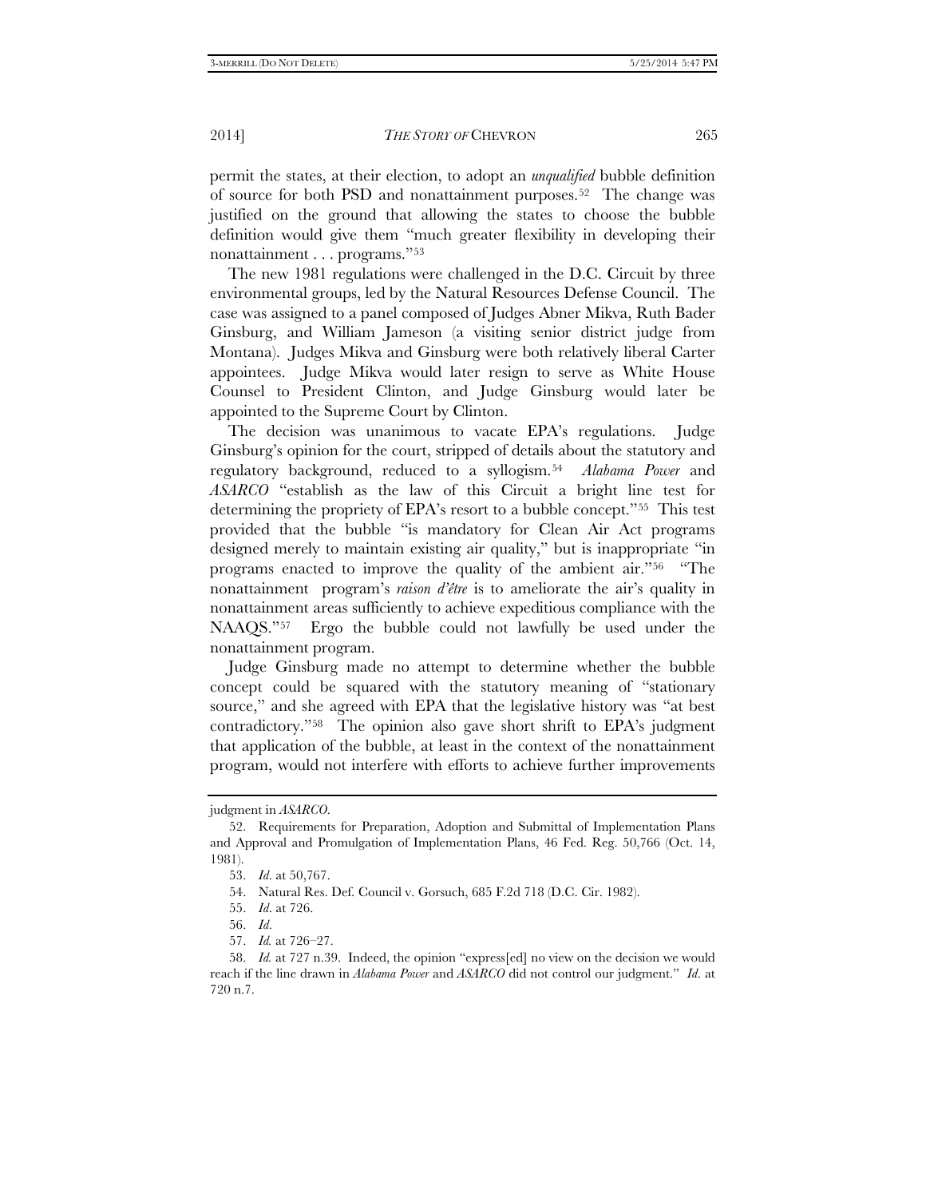permit the states, at their election, to adopt an *unqualified* bubble definition of source for both PSD and nonattainment purposes.[52] The change was justified on the ground that allowing the states to choose the bubble definition would give them "much greater flexibility in developing their nonattainment . . . programs."[53]

The new 1981 regulations were challenged in the D.C. Circuit by three environmental groups, led by the Natural Resources Defense Council. The case was assigned to a panel composed of Judges Abner Mikva, Ruth Bader Ginsburg, and William Jameson (a visiting senior district judge from Montana). Judges Mikva and Ginsburg were both relatively liberal Carter appointees. Judge Mikva would later resign to serve as White House Counsel to President Clinton, and Judge Ginsburg would later be appointed to the Supreme Court by Clinton.

The decision was unanimous to vacate EPA's regulations. Judge Ginsburg's opinion for the court, stripped of details about the statutory and regulatory background, reduced to a syllogism.[54] *Alabama Power* and *ASARCO* "establish as the law of this Circuit a bright line test for determining the propriety of EPA's resort to a bubble concept."[55] This test provided that the bubble "is mandatory for Clean Air Act programs designed merely to maintain existing air quality," but is inappropriate "in programs enacted to improve the quality of the ambient air."[56] "The nonattainment program's *raison d'être* is to ameliorate the air's quality in nonattainment areas sufficiently to achieve expeditious compliance with the NAAQS."[57] Ergo the bubble could not lawfully be used under the nonattainment program.

Judge Ginsburg made no attempt to determine whether the bubble concept could be squared with the statutory meaning of "stationary source," and she agreed with EPA that the legislative history was "at best contradictory."[58] The opinion also gave short shrift to EPA's judgment that application of the bubble, at least in the context of the nonattainment program, would not interfere with efforts to achieve further improvements

---

judgment in *ASARCO*.

52. Requirements for Preparation, Adoption and Submittal of Implementation Plans and Approval and Promulgation of Implementation Plans, 46 Fed. Reg. 50,766 (Oct. 14, 1981).

53. *Id.* at 50,767.

54. Natural Res. Def. Council v. Gorsuch, 685 F.2d 718 (D.C. Cir. 1982).

55. *Id.* at 726.

56. *Id.*

57. *Id.* at 726–27.

58. *Id.* at 727 n.39. Indeed, the opinion "express[ed] no view on the decision we would reach if the line drawn in *Alabama Power* and *ASARCO* did not control our judgment." *Id.* at 720 n.7.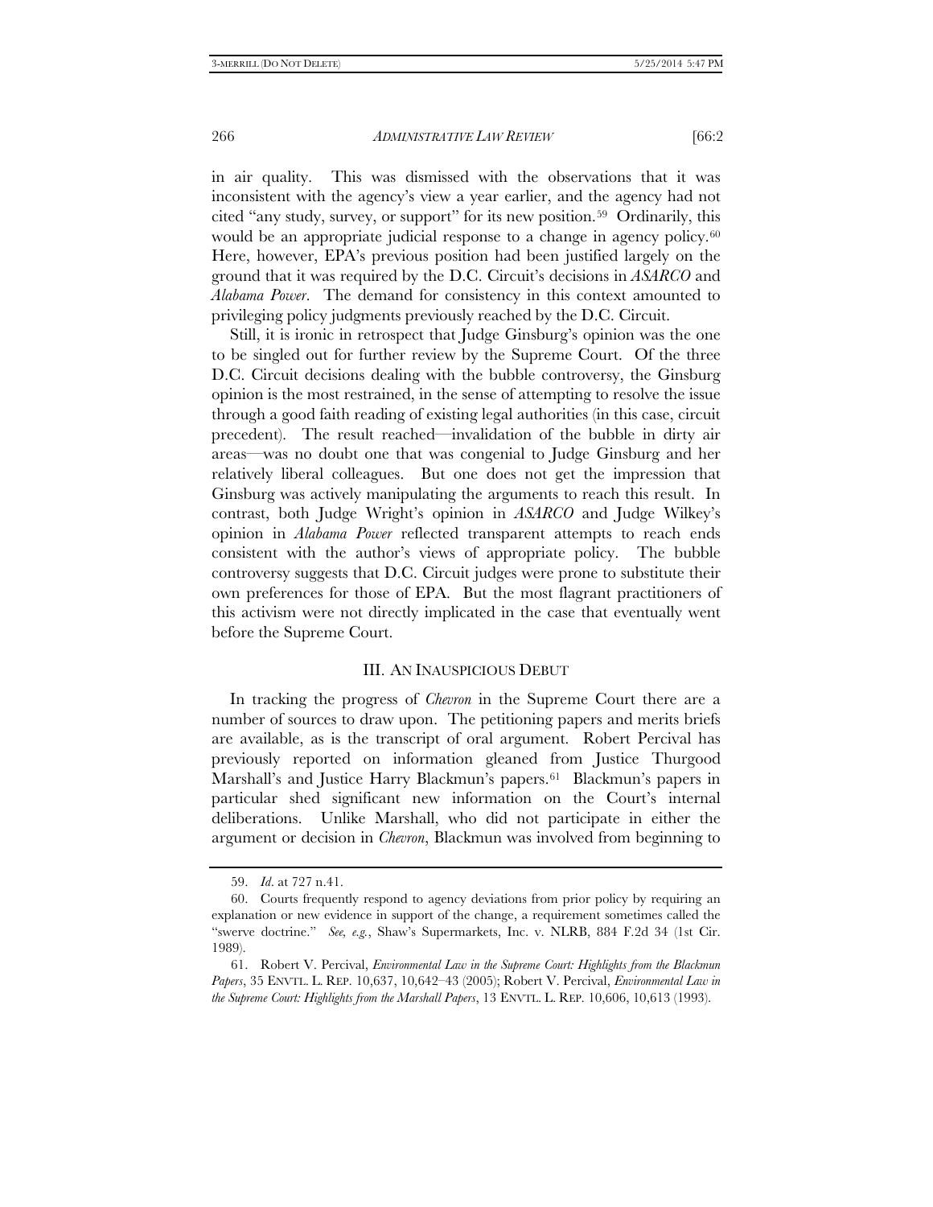in air quality. This was dismissed with the observations that it was inconsistent with the agency's view a year earlier, and the agency had not cited "any study, survey, or support" for its new position.[59] Ordinarily, this would be an appropriate judicial response to a change in agency policy.[60] Here, however, EPA's previous position had been justified largely on the ground that it was required by the D.C. Circuit's decisions in *ASARCO* and *Alabama Power*. The demand for consistency in this context amounted to privileging policy judgments previously reached by the D.C. Circuit.

Still, it is ironic in retrospect that Judge Ginsburg's opinion was the one to be singled out for further review by the Supreme Court. Of the three D.C. Circuit decisions dealing with the bubble controversy, the Ginsburg opinion is the most restrained, in the sense of attempting to resolve the issue through a good faith reading of existing legal authorities (in this case, circuit precedent). The result reached—invalidation of the bubble in dirty air areas—was no doubt one that was congenial to Judge Ginsburg and her relatively liberal colleagues. But one does not get the impression that Ginsburg was actively manipulating the arguments to reach this result. In contrast, both Judge Wright's opinion in *ASARCO* and Judge Wilkey's opinion in *Alabama Power* reflected transparent attempts to reach ends consistent with the author's views of appropriate policy. The bubble controversy suggests that D.C. Circuit judges were prone to substitute their own preferences for those of EPA. But the most flagrant practitioners of this activism were not directly implicated in the case that eventually went before the Supreme Court.

## III. AN INAUSPICIOUS DEBUT

In tracking the progress of *Chevron* in the Supreme Court there are a number of sources to draw upon. The petitioning papers and merits briefs are available, as is the transcript of oral argument. Robert Percival has previously reported on information gleaned from Justice Thurgood Marshall's and Justice Harry Blackmun's papers.[61] Blackmun's papers in particular shed significant new information on the Court's internal deliberations. Unlike Marshall, who did not participate in either the argument or decision in *Chevron*, Blackmun was involved from beginning to

---

59. *Id.* at 727 n.41.

60. Courts frequently respond to agency deviations from prior policy by requiring an explanation or new evidence in support of the change, a requirement sometimes called the "swerve doctrine." *See, e.g.*, Shaw's Supermarkets, Inc. v. NLRB, 884 F.2d 34 (1st Cir. 1989).

61. Robert V. Percival, *Environmental Law in the Supreme Court: Highlights from the Blackmun Papers*, 35 ENVTL. L. REP. 10,637, 10,642–43 (2005); Robert V. Percival, *Environmental Law in the Supreme Court: Highlights from the Marshall Papers*, 13 ENVTL. L. REP. 10,606, 10,613 (1993).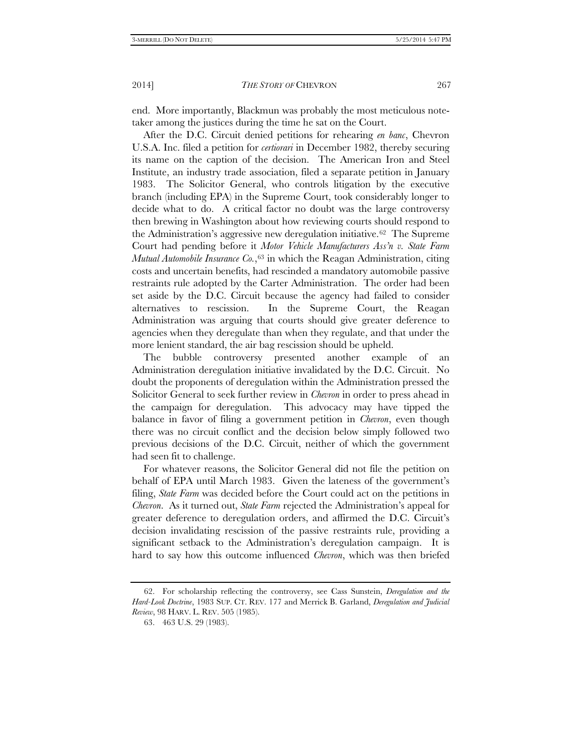end. More importantly, Blackmun was probably the most meticulous note-taker among the justices during the time he sat on the Court.

After the D.C. Circuit denied petitions for rehearing *en banc*, Chevron U.S.A. Inc. filed a petition for *certiorari* in December 1982, thereby securing its name on the caption of the decision. The American Iron and Steel Institute, an industry trade association, filed a separate petition in January 1983. The Solicitor General, who controls litigation by the executive branch (including EPA) in the Supreme Court, took considerably longer to decide what to do. A critical factor no doubt was the large controversy then brewing in Washington about how reviewing courts should respond to the Administration's aggressive new deregulation initiative.[62] The Supreme Court had pending before it *Motor Vehicle Manufacturers Ass'n v. State Farm Mutual Automobile Insurance Co.*,[63] in which the Reagan Administration, citing costs and uncertain benefits, had rescinded a mandatory automobile passive restraints rule adopted by the Carter Administration. The order had been set aside by the D.C. Circuit because the agency had failed to consider alternatives to rescission. In the Supreme Court, the Reagan Administration was arguing that courts should give greater deference to agencies when they deregulate than when they regulate, and that under the more lenient standard, the air bag rescission should be upheld.

The bubble controversy presented another example of an Administration deregulation initiative invalidated by the D.C. Circuit. No doubt the proponents of deregulation within the Administration pressed the Solicitor General to seek further review in *Chevron* in order to press ahead in the campaign for deregulation. This advocacy may have tipped the balance in favor of filing a government petition in *Chevron*, even though there was no circuit conflict and the decision below simply followed two previous decisions of the D.C. Circuit, neither of which the government had seen fit to challenge.

For whatever reasons, the Solicitor General did not file the petition on behalf of EPA until March 1983. Given the lateness of the government's filing, *State Farm* was decided before the Court could act on the petitions in *Chevron*. As it turned out, *State Farm* rejected the Administration's appeal for greater deference to deregulation orders, and affirmed the D.C. Circuit's decision invalidating rescission of the passive restraints rule, providing a significant setback to the Administration's deregulation campaign. It is hard to say how this outcome influenced *Chevron*, which was then briefed

---

62. For scholarship reflecting the controversy, see Cass Sunstein, *Deregulation and the Hard-Look Doctrine*, 1983 SUP. CT. REV. 177 and Merrick B. Garland, *Deregulation and Judicial Review*, 98 HARV. L. REV. 505 (1985).

63. 463 U.S. 29 (1983).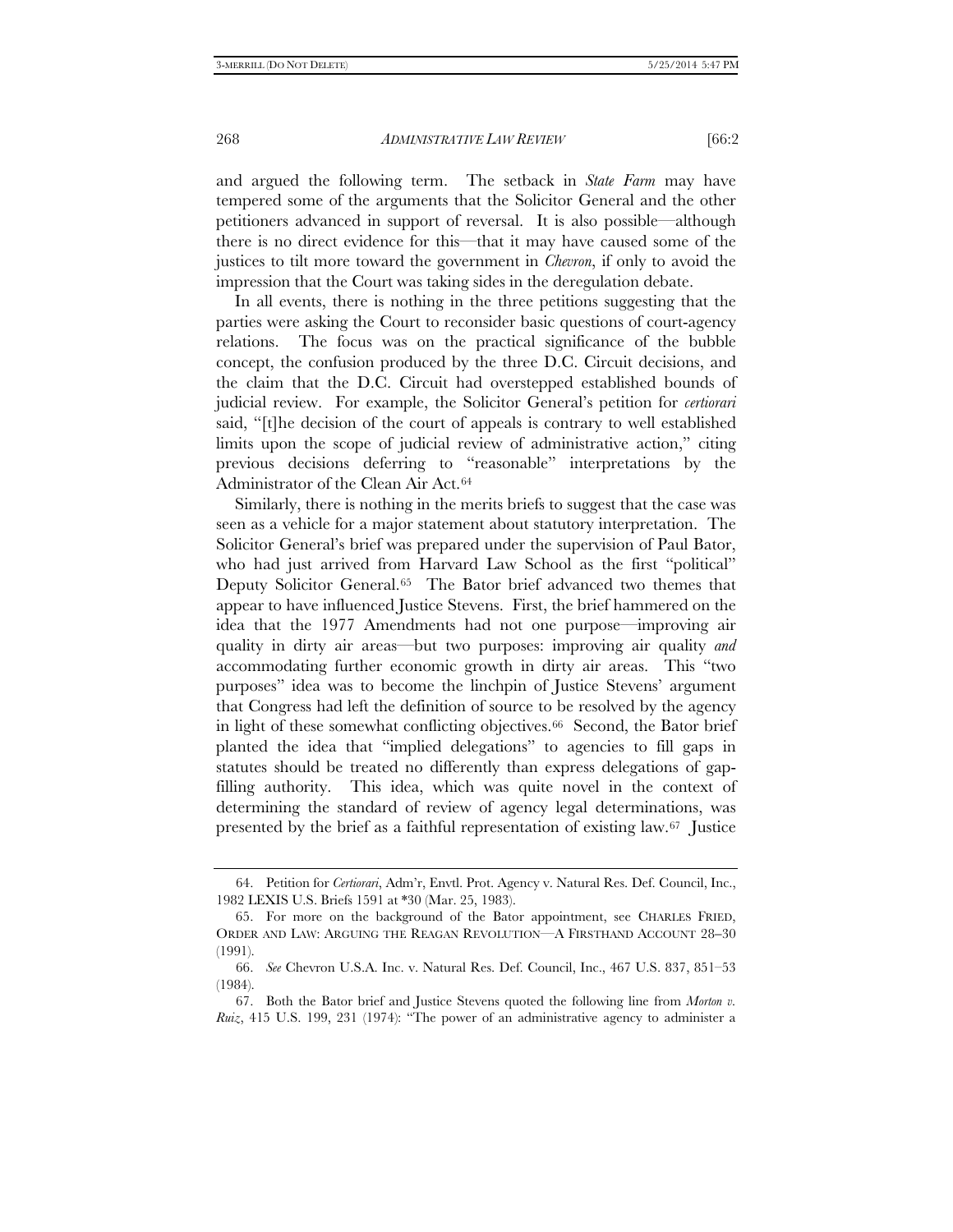and argued the following term. The setback in *State Farm* may have tempered some of the arguments that the Solicitor General and the other petitioners advanced in support of reversal. It is also possible—although there is no direct evidence for this—that it may have caused some of the justices to tilt more toward the government in *Chevron*, if only to avoid the impression that the Court was taking sides in the deregulation debate.

In all events, there is nothing in the three petitions suggesting that the parties were asking the Court to reconsider basic questions of court-agency relations. The focus was on the practical significance of the bubble concept, the confusion produced by the three D.C. Circuit decisions, and the claim that the D.C. Circuit had overstepped established bounds of judicial review. For example, the Solicitor General's petition for *certiorari* said, "[t]he decision of the court of appeals is contrary to well established limits upon the scope of judicial review of administrative action," citing previous decisions deferring to "reasonable" interpretations by the Administrator of the Clean Air Act.[64]

Similarly, there is nothing in the merits briefs to suggest that the case was seen as a vehicle for a major statement about statutory interpretation. The Solicitor General's brief was prepared under the supervision of Paul Bator, who had just arrived from Harvard Law School as the first "political" Deputy Solicitor General.[65] The Bator brief advanced two themes that appear to have influenced Justice Stevens. First, the brief hammered on the idea that the 1977 Amendments had not one purpose—improving air quality in dirty air areas—but two purposes: improving air quality *and* accommodating further economic growth in dirty air areas. This "two purposes" idea was to become the linchpin of Justice Stevens' argument that Congress had left the definition of source to be resolved by the agency in light of these somewhat conflicting objectives.[66] Second, the Bator brief planted the idea that "implied delegations" to agencies to fill gaps in statutes should be treated no differently than express delegations of gap-filling authority. This idea, which was quite novel in the context of determining the standard of review of agency legal determinations, was presented by the brief as a faithful representation of existing law.[67] Justice

64. Petition for *Certiorari*, Adm'r, Envtl. Prot. Agency v. Natural Res. Def. Council, Inc., 1982 LEXIS U.S. Briefs 1591 at *30 (Mar. 25, 1983).

65. For more on the background of the Bator appointment, see CHARLES FRIED, ORDER AND LAW: ARGUING THE REAGAN REVOLUTION—A FIRSTHAND ACCOUNT 28–30 (1991).

66. *See* Chevron U.S.A. Inc. v. Natural Res. Def. Council, Inc., 467 U.S. 837, 851–53 (1984).

67. Both the Bator brief and Justice Stevens quoted the following line from *Morton v. Ruiz*, 415 U.S. 199, 231 (1974): "The power of an administrative agency to administer a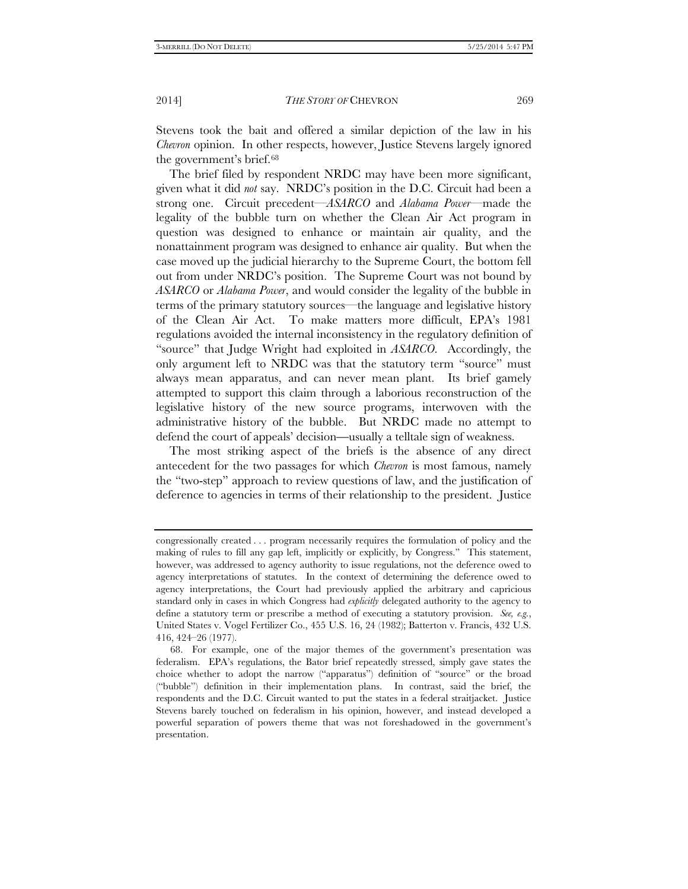Stevens took the bait and offered a similar depiction of the law in his *Chevron* opinion. In other respects, however, Justice Stevens largely ignored the government's brief.[68]

The brief filed by respondent NRDC may have been more significant, given what it did *not* say. NRDC's position in the D.C. Circuit had been a strong one. Circuit precedent—*ASARCO* and *Alabama Power*—made the legality of the bubble turn on whether the Clean Air Act program in question was designed to enhance or maintain air quality, and the nonattainment program was designed to enhance air quality. But when the case moved up the judicial hierarchy to the Supreme Court, the bottom fell out from under NRDC's position. The Supreme Court was not bound by *ASARCO* or *Alabama Power*, and would consider the legality of the bubble in terms of the primary statutory sources—the language and legislative history of the Clean Air Act. To make matters more difficult, EPA's 1981 regulations avoided the internal inconsistency in the regulatory definition of "source" that Judge Wright had exploited in *ASARCO*. Accordingly, the only argument left to NRDC was that the statutory term "source" must always mean apparatus, and can never mean plant. Its brief gamely attempted to support this claim through a laborious reconstruction of the legislative history of the new source programs, interwoven with the administrative history of the bubble. But NRDC made no attempt to defend the court of appeals' decision—usually a telltale sign of weakness.

The most striking aspect of the briefs is the absence of any direct antecedent for the two passages for which *Chevron* is most famous, namely the "two-step" approach to review questions of law, and the justification of deference to agencies in terms of their relationship to the president. Justice

---

congressionally created . . . program necessarily requires the formulation of policy and the making of rules to fill any gap left, implicitly or explicitly, by Congress." This statement, however, was addressed to agency authority to issue regulations, not the deference owed to agency interpretations of statutes. In the context of determining the deference owed to agency interpretations, the Court had previously applied the arbitrary and capricious standard only in cases in which Congress had *explicitly* delegated authority to the agency to define a statutory term or prescribe a method of executing a statutory provision. *See, e.g.*, United States v. Vogel Fertilizer Co., 455 U.S. 16, 24 (1982); Batterton v. Francis, 432 U.S. 416, 424–26 (1977).

68. For example, one of the major themes of the government's presentation was federalism. EPA's regulations, the Bator brief repeatedly stressed, simply gave states the choice whether to adopt the narrow ("apparatus") definition of "source" or the broad ("bubble") definition in their implementation plans. In contrast, said the brief, the respondents and the D.C. Circuit wanted to put the states in a federal straitjacket. Justice Stevens barely touched on federalism in his opinion, however, and instead developed a powerful separation of powers theme that was not foreshadowed in the government's presentation.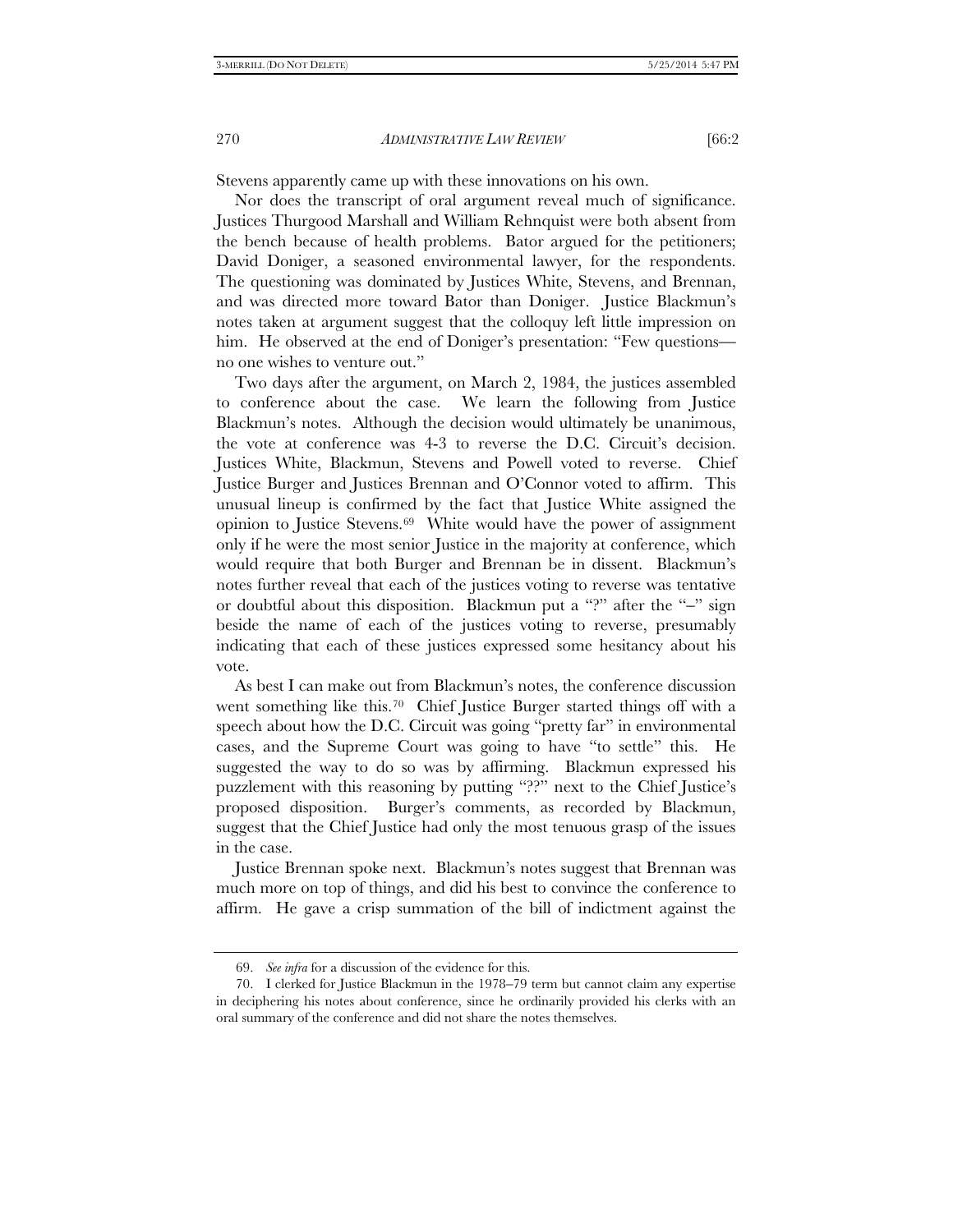Stevens apparently came up with these innovations on his own.

Nor does the transcript of oral argument reveal much of significance. Justices Thurgood Marshall and William Rehnquist were both absent from the bench because of health problems. Bator argued for the petitioners; David Doniger, a seasoned environmental lawyer, for the respondents. The questioning was dominated by Justices White, Stevens, and Brennan, and was directed more toward Bator than Doniger. Justice Blackmun's notes taken at argument suggest that the colloquy left little impression on him. He observed at the end of Doniger's presentation: "Few questions—no one wishes to venture out."

Two days after the argument, on March 2, 1984, the justices assembled to conference about the case. We learn the following from Justice Blackmun's notes. Although the decision would ultimately be unanimous, the vote at conference was 4-3 to reverse the D.C. Circuit's decision. Justices White, Blackmun, Stevens and Powell voted to reverse. Chief Justice Burger and Justices Brennan and O'Connor voted to affirm. This unusual lineup is confirmed by the fact that Justice White assigned the opinion to Justice Stevens.[69] White would have the power of assignment only if he were the most senior Justice in the majority at conference, which would require that both Burger and Brennan be in dissent. Blackmun's notes further reveal that each of the justices voting to reverse was tentative or doubtful about this disposition. Blackmun put a "?" after the "–" sign beside the name of each of the justices voting to reverse, presumably indicating that each of these justices expressed some hesitancy about his vote.

As best I can make out from Blackmun's notes, the conference discussion went something like this.[70] Chief Justice Burger started things off with a speech about how the D.C. Circuit was going "pretty far" in environmental cases, and the Supreme Court was going to have "to settle" this. He suggested the way to do so was by affirming. Blackmun expressed his puzzlement with this reasoning by putting "??" next to the Chief Justice's proposed disposition. Burger's comments, as recorded by Blackmun, suggest that the Chief Justice had only the most tenuous grasp of the issues in the case.

Justice Brennan spoke next. Blackmun's notes suggest that Brennan was much more on top of things, and did his best to convince the conference to affirm. He gave a crisp summation of the bill of indictment against the

---

69. *See infra* for a discussion of the evidence for this.

70. I clerked for Justice Blackmun in the 1978–79 term but cannot claim any expertise in deciphering his notes about conference, since he ordinarily provided his clerks with an oral summary of the conference and did not share the notes themselves.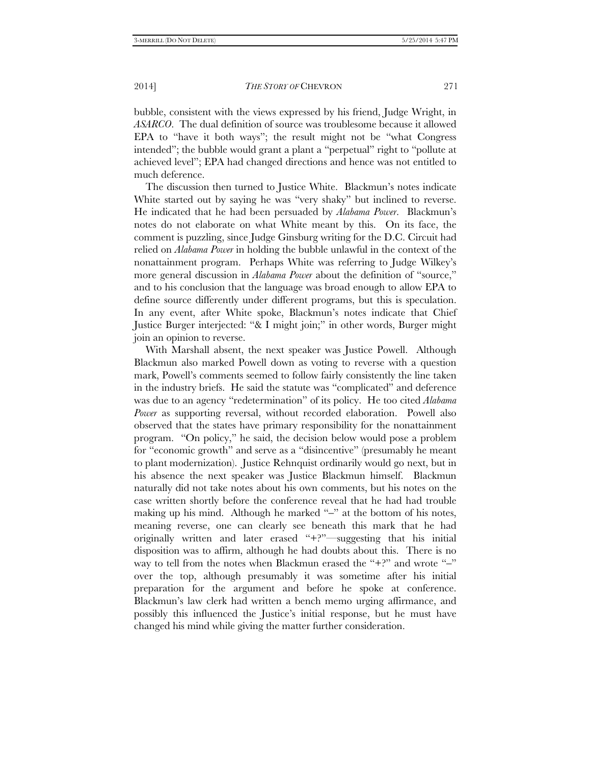bubble, consistent with the views expressed by his friend, Judge Wright, in *ASARCO*. The dual definition of source was troublesome because it allowed EPA to "have it both ways"; the result might not be "what Congress intended"; the bubble would grant a plant a "perpetual" right to "pollute at achieved level"; EPA had changed directions and hence was not entitled to much deference.

The discussion then turned to Justice White. Blackmun's notes indicate White started out by saying he was "very shaky" but inclined to reverse. He indicated that he had been persuaded by *Alabama Power*. Blackmun's notes do not elaborate on what White meant by this. On its face, the comment is puzzling, since Judge Ginsburg writing for the D.C. Circuit had relied on *Alabama Power* in holding the bubble unlawful in the context of the nonattainment program. Perhaps White was referring to Judge Wilkey's more general discussion in *Alabama Power* about the definition of "source," and to his conclusion that the language was broad enough to allow EPA to define source differently under different programs, but this is speculation. In any event, after White spoke, Blackmun's notes indicate that Chief Justice Burger interjected: "& I might join;" in other words, Burger might join an opinion to reverse.

With Marshall absent, the next speaker was Justice Powell. Although Blackmun also marked Powell down as voting to reverse with a question mark, Powell's comments seemed to follow fairly consistently the line taken in the industry briefs. He said the statute was "complicated" and deference was due to an agency "redetermination" of its policy. He too cited *Alabama Power* as supporting reversal, without recorded elaboration. Powell also observed that the states have primary responsibility for the nonattainment program. "On policy," he said, the decision below would pose a problem for "economic growth" and serve as a "disincentive" (presumably he meant to plant modernization). Justice Rehnquist ordinarily would go next, but in his absence the next speaker was Justice Blackmun himself. Blackmun naturally did not take notes about his own comments, but his notes on the case written shortly before the conference reveal that he had had trouble making up his mind. Although he marked "–" at the bottom of his notes, meaning reverse, one can clearly see beneath this mark that he had originally written and later erased "+?"—suggesting that his initial disposition was to affirm, although he had doubts about this. There is no way to tell from the notes when Blackmun erased the "+?" and wrote "–" over the top, although presumably it was sometime after his initial preparation for the argument and before he spoke at conference. Blackmun's law clerk had written a bench memo urging affirmance, and possibly this influenced the Justice's initial response, but he must have changed his mind while giving the matter further consideration.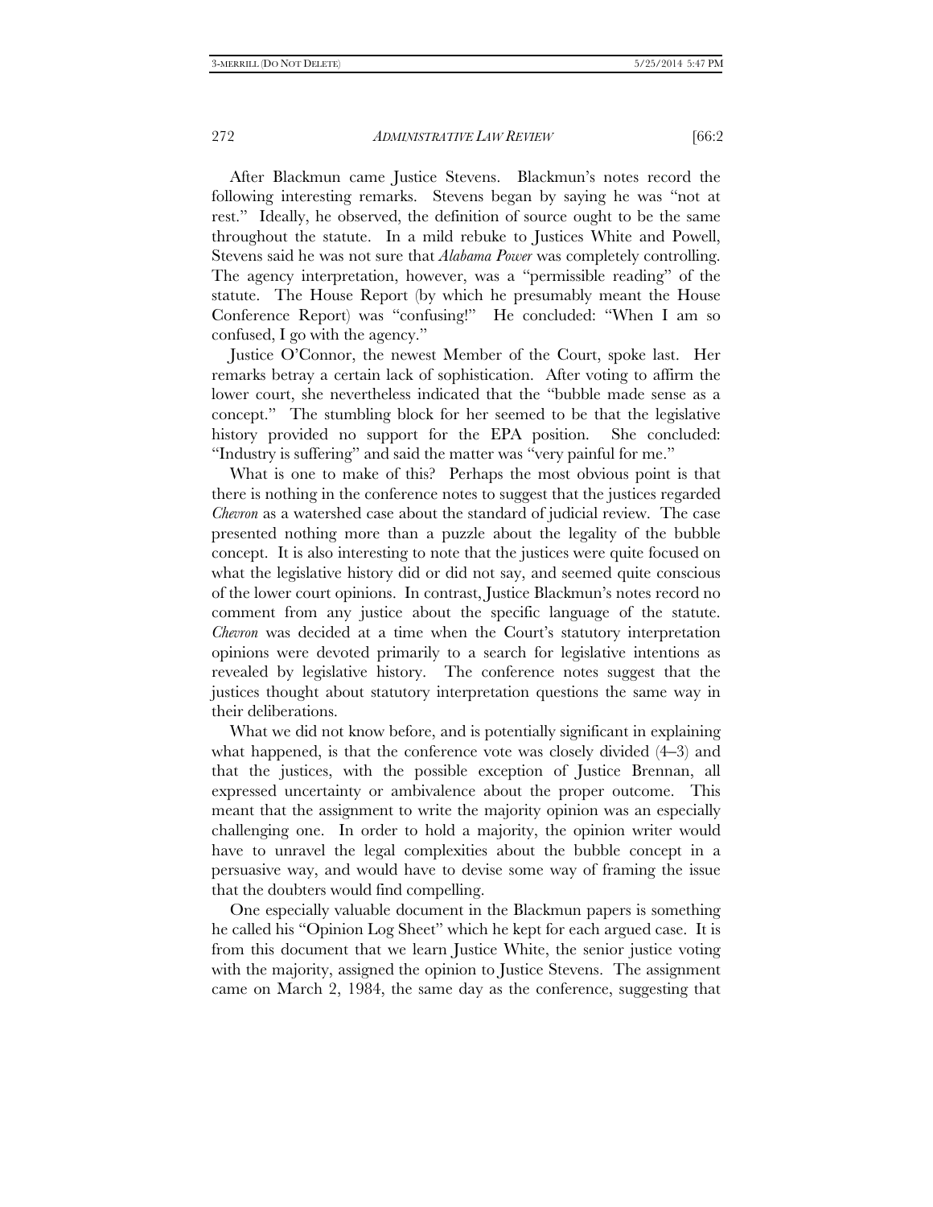After Blackmun came Justice Stevens. Blackmun's notes record the following interesting remarks. Stevens began by saying he was "not at rest." Ideally, he observed, the definition of source ought to be the same throughout the statute. In a mild rebuke to Justices White and Powell, Stevens said he was not sure that *Alabama Power* was completely controlling. The agency interpretation, however, was a "permissible reading" of the statute. The House Report (by which he presumably meant the House Conference Report) was "confusing!" He concluded: "When I am so confused, I go with the agency."

Justice O'Connor, the newest Member of the Court, spoke last. Her remarks betray a certain lack of sophistication. After voting to affirm the lower court, she nevertheless indicated that the "bubble made sense as a concept." The stumbling block for her seemed to be that the legislative history provided no support for the EPA position. She concluded: "Industry is suffering" and said the matter was "very painful for me."

What is one to make of this? Perhaps the most obvious point is that there is nothing in the conference notes to suggest that the justices regarded *Chevron* as a watershed case about the standard of judicial review. The case presented nothing more than a puzzle about the legality of the bubble concept. It is also interesting to note that the justices were quite focused on what the legislative history did or did not say, and seemed quite conscious of the lower court opinions. In contrast, Justice Blackmun's notes record no comment from any justice about the specific language of the statute. *Chevron* was decided at a time when the Court's statutory interpretation opinions were devoted primarily to a search for legislative intentions as revealed by legislative history. The conference notes suggest that the justices thought about statutory interpretation questions the same way in their deliberations.

What we did not know before, and is potentially significant in explaining what happened, is that the conference vote was closely divided (4–3) and that the justices, with the possible exception of Justice Brennan, all expressed uncertainty or ambivalence about the proper outcome. This meant that the assignment to write the majority opinion was an especially challenging one. In order to hold a majority, the opinion writer would have to unravel the legal complexities about the bubble concept in a persuasive way, and would have to devise some way of framing the issue that the doubters would find compelling.

One especially valuable document in the Blackmun papers is something he called his "Opinion Log Sheet" which he kept for each argued case. It is from this document that we learn Justice White, the senior justice voting with the majority, assigned the opinion to Justice Stevens. The assignment came on March 2, 1984, the same day as the conference, suggesting that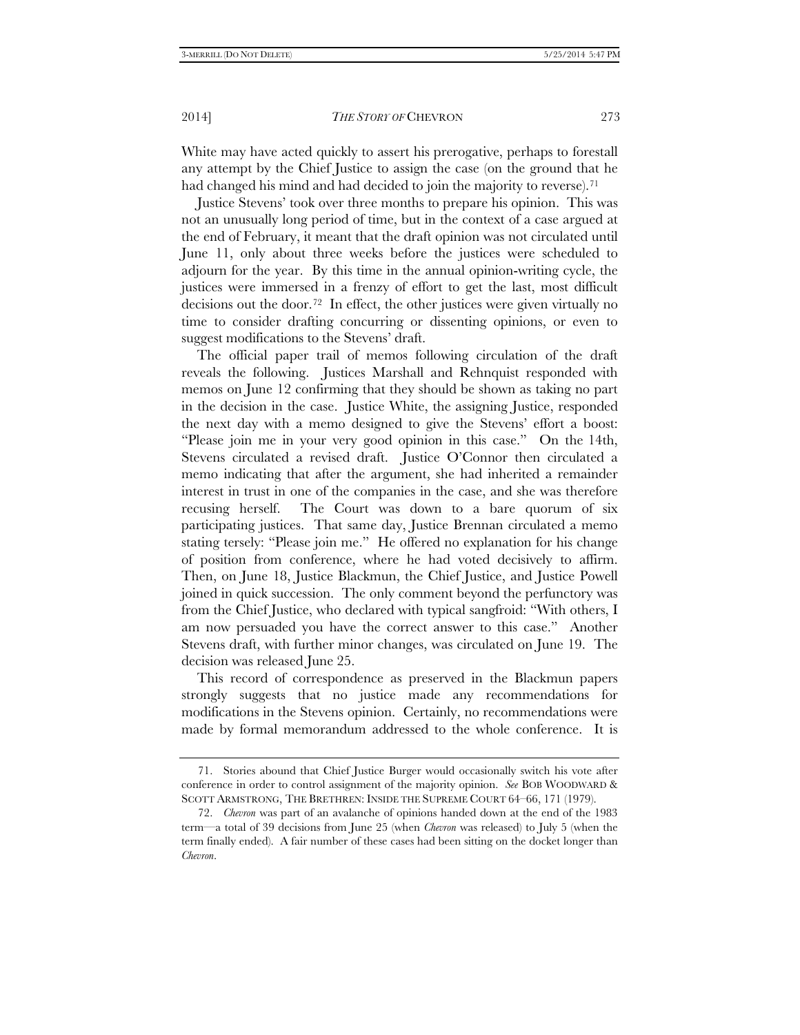White may have acted quickly to assert his prerogative, perhaps to forestall any attempt by the Chief Justice to assign the case (on the ground that he had changed his mind and had decided to join the majority to reverse).[71]

Justice Stevens' took over three months to prepare his opinion. This was not an unusually long period of time, but in the context of a case argued at the end of February, it meant that the draft opinion was not circulated until June 11, only about three weeks before the justices were scheduled to adjourn for the year. By this time in the annual opinion-writing cycle, the justices were immersed in a frenzy of effort to get the last, most difficult decisions out the door.[72] In effect, the other justices were given virtually no time to consider drafting concurring or dissenting opinions, or even to suggest modifications to the Stevens' draft.

The official paper trail of memos following circulation of the draft reveals the following. Justices Marshall and Rehnquist responded with memos on June 12 confirming that they should be shown as taking no part in the decision in the case. Justice White, the assigning Justice, responded the next day with a memo designed to give the Stevens' effort a boost: "Please join me in your very good opinion in this case." On the 14th, Stevens circulated a revised draft. Justice O'Connor then circulated a memo indicating that after the argument, she had inherited a remainder interest in trust in one of the companies in the case, and she was therefore recusing herself. The Court was down to a bare quorum of six participating justices. That same day, Justice Brennan circulated a memo stating tersely: "Please join me." He offered no explanation for his change of position from conference, where he had voted decisively to affirm. Then, on June 18, Justice Blackmun, the Chief Justice, and Justice Powell joined in quick succession. The only comment beyond the perfunctory was from the Chief Justice, who declared with typical sangfroid: "With others, I am now persuaded you have the correct answer to this case." Another Stevens draft, with further minor changes, was circulated on June 19. The decision was released June 25.

This record of correspondence as preserved in the Blackmun papers strongly suggests that no justice made any recommendations for modifications in the Stevens opinion. Certainly, no recommendations were made by formal memorandum addressed to the whole conference. It is

---

71. Stories abound that Chief Justice Burger would occasionally switch his vote after conference in order to control assignment of the majority opinion. *See* BOB WOODWARD & SCOTT ARMSTRONG, THE BRETHREN: INSIDE THE SUPREME COURT 64–66, 171 (1979).

72. *Chevron* was part of an avalanche of opinions handed down at the end of the 1983 term—a total of 39 decisions from June 25 (when *Chevron* was released) to July 5 (when the term finally ended). A fair number of these cases had been sitting on the docket longer than *Chevron*.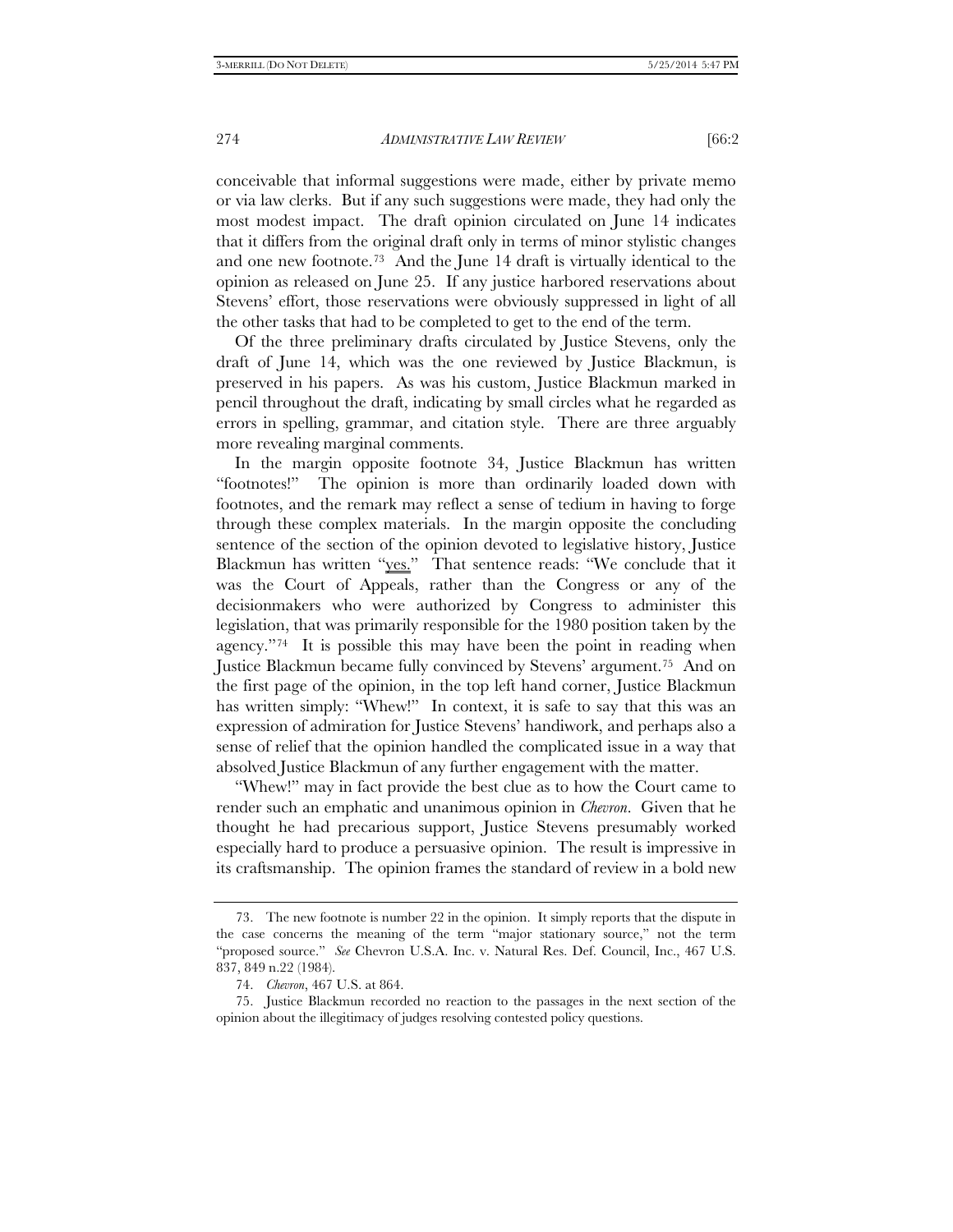conceivable that informal suggestions were made, either by private memo or via law clerks. But if any such suggestions were made, they had only the most modest impact. The draft opinion circulated on June 14 indicates that it differs from the original draft only in terms of minor stylistic changes and one new footnote.[73] And the June 14 draft is virtually identical to the opinion as released on June 25. If any justice harbored reservations about Stevens' effort, those reservations were obviously suppressed in light of all the other tasks that had to be completed to get to the end of the term.

Of the three preliminary drafts circulated by Justice Stevens, only the draft of June 14, which was the one reviewed by Justice Blackmun, is preserved in his papers. As was his custom, Justice Blackmun marked in pencil throughout the draft, indicating by small circles what he regarded as errors in spelling, grammar, and citation style. There are three arguably more revealing marginal comments.

In the margin opposite footnote 34, Justice Blackmun has written "footnotes!" The opinion is more than ordinarily loaded down with footnotes, and the remark may reflect a sense of tedium in having to forge through these complex materials. In the margin opposite the concluding sentence of the section of the opinion devoted to legislative history, Justice Blackmun has written "yes." That sentence reads: "We conclude that it was the Court of Appeals, rather than the Congress or any of the decisionmakers who were authorized by Congress to administer this legislation, that was primarily responsible for the 1980 position taken by the agency."[74] It is possible this may have been the point in reading when Justice Blackmun became fully convinced by Stevens' argument.[75] And on the first page of the opinion, in the top left hand corner, Justice Blackmun has written simply: "Whew!" In context, it is safe to say that this was an expression of admiration for Justice Stevens' handiwork, and perhaps also a sense of relief that the opinion handled the complicated issue in a way that absolved Justice Blackmun of any further engagement with the matter.

"Whew!" may in fact provide the best clue as to how the Court came to render such an emphatic and unanimous opinion in *Chevron*. Given that he thought he had precarious support, Justice Stevens presumably worked especially hard to produce a persuasive opinion. The result is impressive in its craftsmanship. The opinion frames the standard of review in a bold new

---

73. The new footnote is number 22 in the opinion. It simply reports that the dispute in the case concerns the meaning of the term "major stationary source," not the term "proposed source." *See* Chevron U.S.A. Inc. v. Natural Res. Def. Council, Inc., 467 U.S. 837, 849 n.22 (1984).

74. *Chevron*, 467 U.S. at 864.

75. Justice Blackmun recorded no reaction to the passages in the next section of the opinion about the illegitimacy of judges resolving contested policy questions.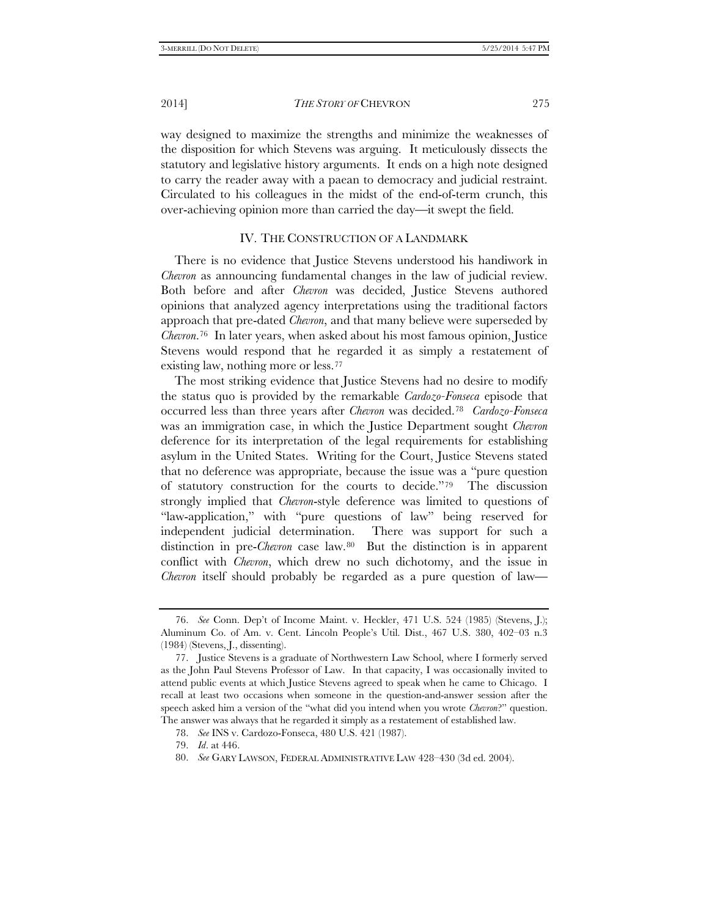way designed to maximize the strengths and minimize the weaknesses of the disposition for which Stevens was arguing. It meticulously dissects the statutory and legislative history arguments. It ends on a high note designed to carry the reader away with a paean to democracy and judicial restraint. Circulated to his colleagues in the midst of the end-of-term crunch, this over-achieving opinion more than carried the day—it swept the field.

## IV. THE CONSTRUCTION OF A LANDMARK

There is no evidence that Justice Stevens understood his handiwork in *Chevron* as announcing fundamental changes in the law of judicial review. Both before and after *Chevron* was decided, Justice Stevens authored opinions that analyzed agency interpretations using the traditional factors approach that pre-dated *Chevron*, and that many believe were superseded by *Chevron*.[76] In later years, when asked about his most famous opinion, Justice Stevens would respond that he regarded it as simply a restatement of existing law, nothing more or less.[77]

The most striking evidence that Justice Stevens had no desire to modify the status quo is provided by the remarkable *Cardozo-Fonseca* episode that occurred less than three years after *Chevron* was decided.[78] *Cardozo-Fonseca* was an immigration case, in which the Justice Department sought *Chevron* deference for its interpretation of the legal requirements for establishing asylum in the United States. Writing for the Court, Justice Stevens stated that no deference was appropriate, because the issue was a "pure question of statutory construction for the courts to decide."[79] The discussion strongly implied that *Chevron*-style deference was limited to questions of "law-application," with "pure questions of law" being reserved for independent judicial determination. There was support for such a distinction in pre-*Chevron* case law.[80] But the distinction is in apparent conflict with *Chevron*, which drew no such dichotomy, and the issue in *Chevron* itself should probably be regarded as a pure question of law—

---

76. *See* Conn. Dep't of Income Maint. v. Heckler, 471 U.S. 524 (1985) (Stevens, J.); Aluminum Co. of Am. v. Cent. Lincoln People's Util. Dist., 467 U.S. 380, 402–03 n.3 (1984) (Stevens, J., dissenting).

77. Justice Stevens is a graduate of Northwestern Law School, where I formerly served as the John Paul Stevens Professor of Law. In that capacity, I was occasionally invited to attend public events at which Justice Stevens agreed to speak when he came to Chicago. I recall at least two occasions when someone in the question-and-answer session after the speech asked him a version of the "what did you intend when you wrote *Chevron*?" question. The answer was always that he regarded it simply as a restatement of established law.

78. *See* INS v. Cardozo-Fonseca, 480 U.S. 421 (1987).

79. *Id*. at 446.

80. *See* GARY LAWSON, FEDERAL ADMINISTRATIVE LAW 428–430 (3d ed. 2004).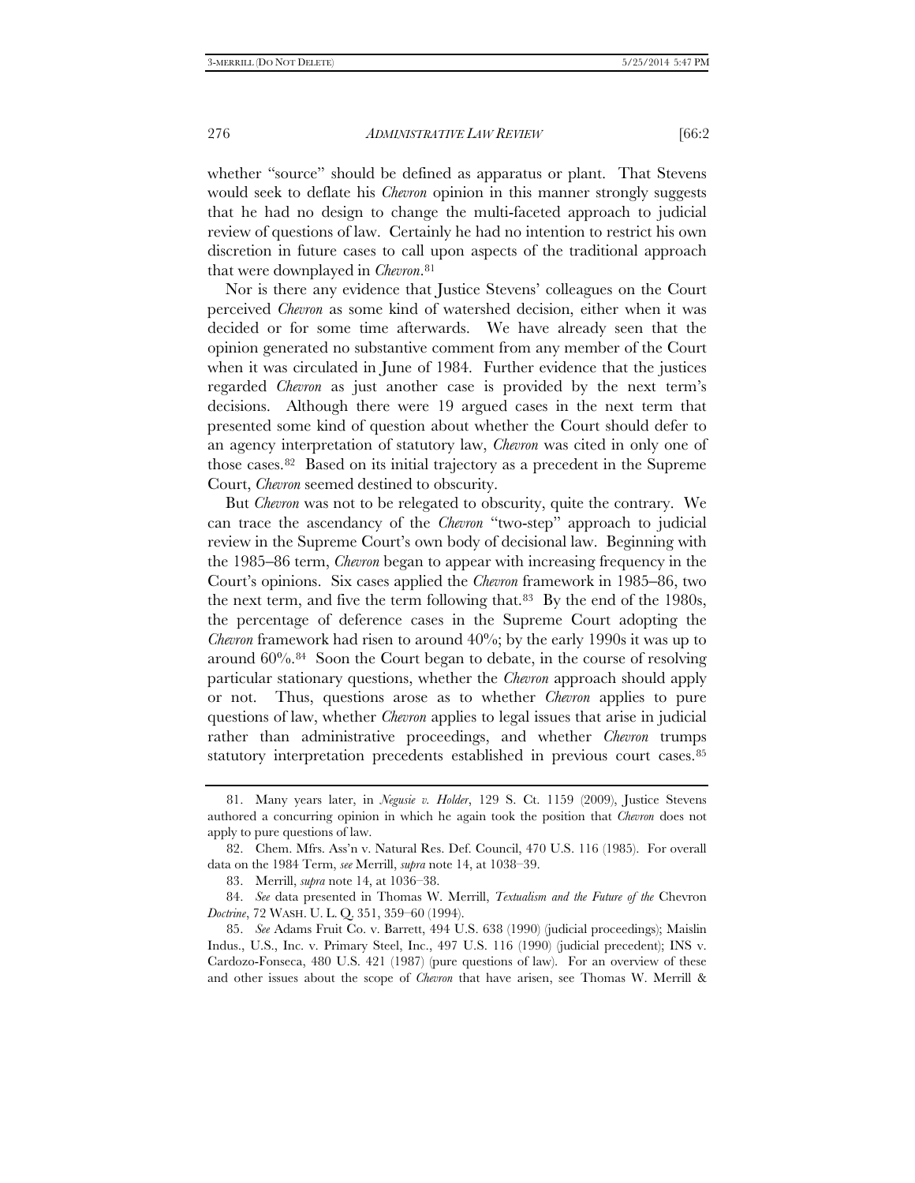whether "source" should be defined as apparatus or plant. That Stevens would seek to deflate his *Chevron* opinion in this manner strongly suggests that he had no design to change the multi-faceted approach to judicial review of questions of law. Certainly he had no intention to restrict his own discretion in future cases to call upon aspects of the traditional approach that were downplayed in *Chevron*.[81]

Nor is there any evidence that Justice Stevens' colleagues on the Court perceived *Chevron* as some kind of watershed decision, either when it was decided or for some time afterwards. We have already seen that the opinion generated no substantive comment from any member of the Court when it was circulated in June of 1984. Further evidence that the justices regarded *Chevron* as just another case is provided by the next term's decisions. Although there were 19 argued cases in the next term that presented some kind of question about whether the Court should defer to an agency interpretation of statutory law, *Chevron* was cited in only one of those cases.[82] Based on its initial trajectory as a precedent in the Supreme Court, *Chevron* seemed destined to obscurity.

But *Chevron* was not to be relegated to obscurity, quite the contrary. We can trace the ascendancy of the *Chevron* "two-step" approach to judicial review in the Supreme Court's own body of decisional law. Beginning with the 1985–86 term, *Chevron* began to appear with increasing frequency in the Court's opinions. Six cases applied the *Chevron* framework in 1985–86, two the next term, and five the term following that.[83] By the end of the 1980s, the percentage of deference cases in the Supreme Court adopting the *Chevron* framework had risen to around 40%; by the early 1990s it was up to around 60%.[84] Soon the Court began to debate, in the course of resolving particular stationary questions, whether the *Chevron* approach should apply or not. Thus, questions arose as to whether *Chevron* applies to pure questions of law, whether *Chevron* applies to legal issues that arise in judicial rather than administrative proceedings, and whether *Chevron* trumps statutory interpretation precedents established in previous court cases.[85]

---

81. Many years later, in *Negusie v. Holder*, 129 S. Ct. 1159 (2009), Justice Stevens authored a concurring opinion in which he again took the position that *Chevron* does not apply to pure questions of law.

82. Chem. Mfrs. Ass'n v. Natural Res. Def. Council, 470 U.S. 116 (1985). For overall data on the 1984 Term, *see* Merrill, *supra* note 14, at 1038–39.

83. Merrill, *supra* note 14, at 1036–38.

84. *See* data presented in Thomas W. Merrill, *Textualism and the Future of the* Chevron *Doctrine*, 72 WASH. U. L. Q. 351, 359–60 (1994).

85. *See* Adams Fruit Co. v. Barrett, 494 U.S. 638 (1990) (judicial proceedings); Maislin Indus., U.S., Inc. v. Primary Steel, Inc., 497 U.S. 116 (1990) (judicial precedent); INS v. Cardozo-Fonseca, 480 U.S. 421 (1987) (pure questions of law). For an overview of these and other issues about the scope of *Chevron* that have arisen, see Thomas W. Merrill &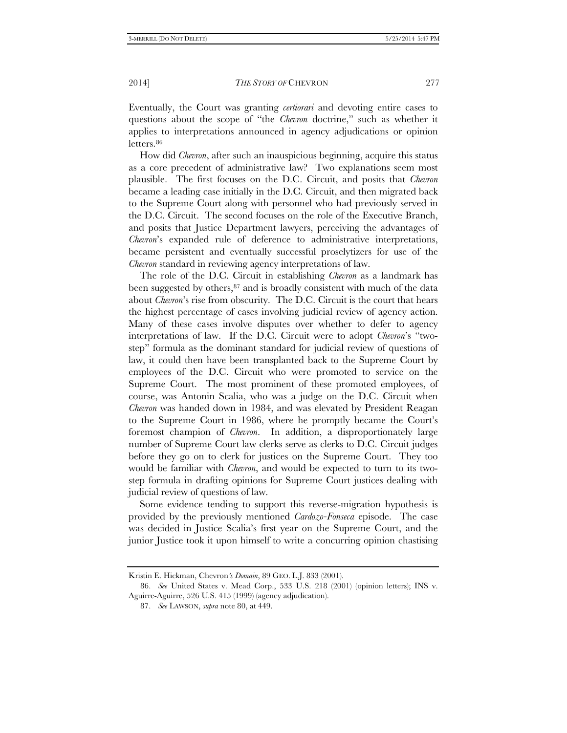Eventually, the Court was granting *certiorari* and devoting entire cases to questions about the scope of "the *Chevron* doctrine," such as whether it applies to interpretations announced in agency adjudications or opinion letters.[86]

How did *Chevron*, after such an inauspicious beginning, acquire this status as a core precedent of administrative law? Two explanations seem most plausible. The first focuses on the D.C. Circuit, and posits that *Chevron* became a leading case initially in the D.C. Circuit, and then migrated back to the Supreme Court along with personnel who had previously served in the D.C. Circuit. The second focuses on the role of the Executive Branch, and posits that Justice Department lawyers, perceiving the advantages of *Chevron*'s expanded rule of deference to administrative interpretations, became persistent and eventually successful proselytizers for use of the *Chevron* standard in reviewing agency interpretations of law.

The role of the D.C. Circuit in establishing *Chevron* as a landmark has been suggested by others,[87] and is broadly consistent with much of the data about *Chevron*'s rise from obscurity. The D.C. Circuit is the court that hears the highest percentage of cases involving judicial review of agency action. Many of these cases involve disputes over whether to defer to agency interpretations of law. If the D.C. Circuit were to adopt *Chevron*'s "two-step" formula as the dominant standard for judicial review of questions of law, it could then have been transplanted back to the Supreme Court by employees of the D.C. Circuit who were promoted to service on the Supreme Court. The most prominent of these promoted employees, of course, was Antonin Scalia, who was a judge on the D.C. Circuit when *Chevron* was handed down in 1984, and was elevated by President Reagan to the Supreme Court in 1986, where he promptly became the Court's foremost champion of *Chevron*. In addition, a disproportionately large number of Supreme Court law clerks serve as clerks to D.C. Circuit judges before they go on to clerk for justices on the Supreme Court. They too would be familiar with *Chevron*, and would be expected to turn to its two-step formula in drafting opinions for Supreme Court justices dealing with judicial review of questions of law.

Some evidence tending to support this reverse-migration hypothesis is provided by the previously mentioned *Cardozo-Fonseca* episode. The case was decided in Justice Scalia's first year on the Supreme Court, and the junior Justice took it upon himself to write a concurring opinion chastising

---

Kristin E. Hickman, Chevron*'s Domain*, 89 GEO. L.J. 833 (2001).

86. *See* United States v. Mead Corp., 533 U.S. 218 (2001) (opinion letters); INS v. Aguirre-Aguirre, 526 U.S. 415 (1999) (agency adjudication).

87. *See* LAWSON, *supra* note 80, at 449.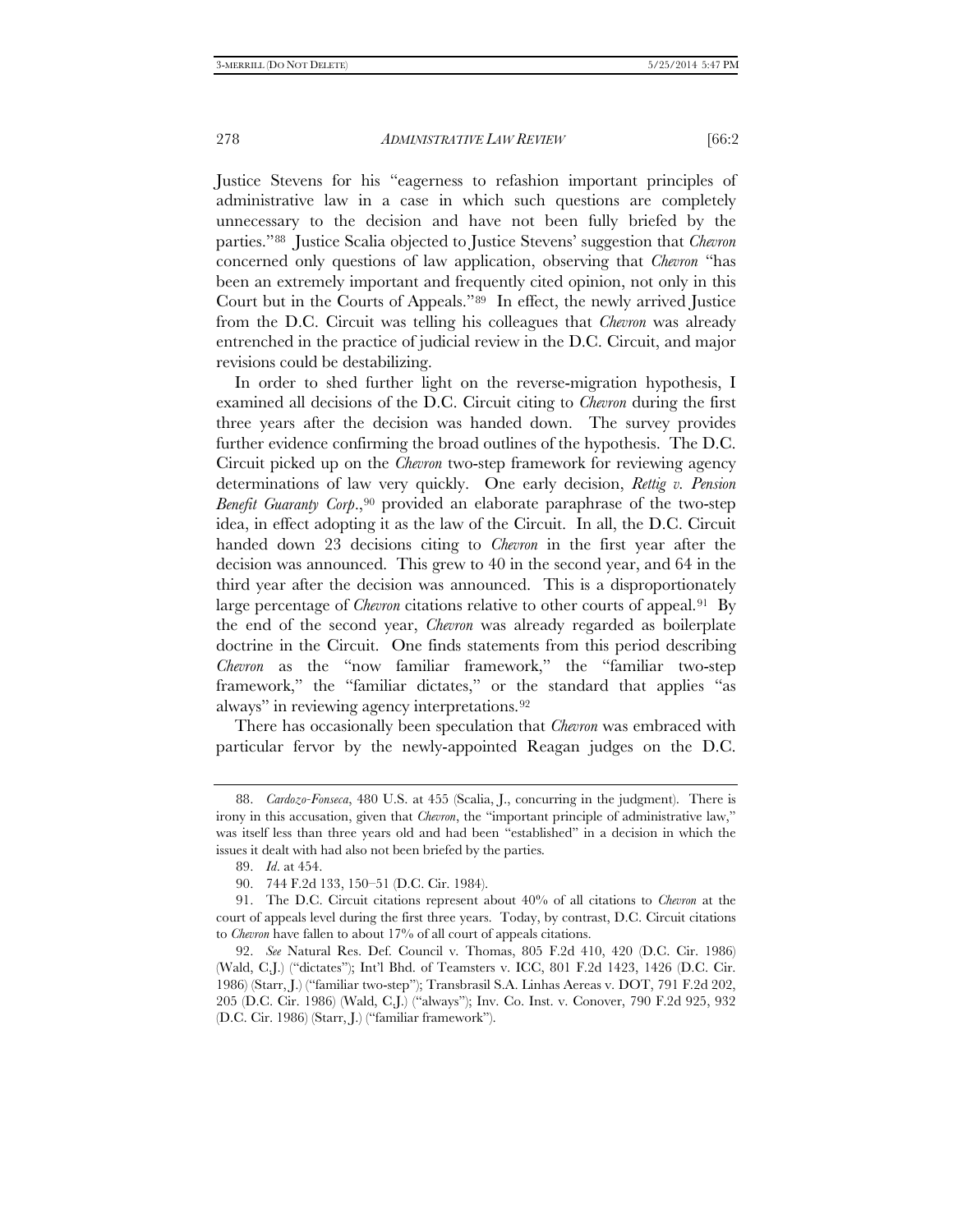Justice Stevens for his "eagerness to refashion important principles of administrative law in a case in which such questions are completely unnecessary to the decision and have not been fully briefed by the parties."[88] Justice Scalia objected to Justice Stevens' suggestion that *Chevron* concerned only questions of law application, observing that *Chevron* "has been an extremely important and frequently cited opinion, not only in this Court but in the Courts of Appeals."[89] In effect, the newly arrived Justice from the D.C. Circuit was telling his colleagues that *Chevron* was already entrenched in the practice of judicial review in the D.C. Circuit, and major revisions could be destabilizing.

In order to shed further light on the reverse-migration hypothesis, I examined all decisions of the D.C. Circuit citing to *Chevron* during the first three years after the decision was handed down. The survey provides further evidence confirming the broad outlines of the hypothesis. The D.C. Circuit picked up on the *Chevron* two-step framework for reviewing agency determinations of law very quickly. One early decision, *Rettig v. Pension Benefit Guaranty Corp.*,[90] provided an elaborate paraphrase of the two-step idea, in effect adopting it as the law of the Circuit. In all, the D.C. Circuit handed down 23 decisions citing to *Chevron* in the first year after the decision was announced. This grew to 40 in the second year, and 64 in the third year after the decision was announced. This is a disproportionately large percentage of *Chevron* citations relative to other courts of appeal.[91] By the end of the second year, *Chevron* was already regarded as boilerplate doctrine in the Circuit. One finds statements from this period describing *Chevron* as the "now familiar framework," the "familiar two-step framework," the "familiar dictates," or the standard that applies "as always" in reviewing agency interpretations.[92]

There has occasionally been speculation that *Chevron* was embraced with particular fervor by the newly-appointed Reagan judges on the D.C.

---

88. *Cardozo-Fonseca*, 480 U.S. at 455 (Scalia, J., concurring in the judgment). There is irony in this accusation, given that *Chevron*, the "important principle of administrative law," was itself less than three years old and had been "established" in a decision in which the issues it dealt with had also not been briefed by the parties.

89. *Id.* at 454.

90. 744 F.2d 133, 150–51 (D.C. Cir. 1984).

91. The D.C. Circuit citations represent about 40% of all citations to *Chevron* at the court of appeals level during the first three years. Today, by contrast, D.C. Circuit citations to *Chevron* have fallen to about 17% of all court of appeals citations.

92. *See* Natural Res. Def. Council v. Thomas, 805 F.2d 410, 420 (D.C. Cir. 1986) (Wald, C.J.) ("dictates"); Int'l Bhd. of Teamsters v. ICC, 801 F.2d 1423, 1426 (D.C. Cir. 1986) (Starr, J.) ("familiar two-step"); Transbrasil S.A. Linhas Aereas v. DOT, 791 F.2d 202, 205 (D.C. Cir. 1986) (Wald, C.J.) ("always"); Inv. Co. Inst. v. Conover, 790 F.2d 925, 932 (D.C. Cir. 1986) (Starr, J.) ("familiar framework").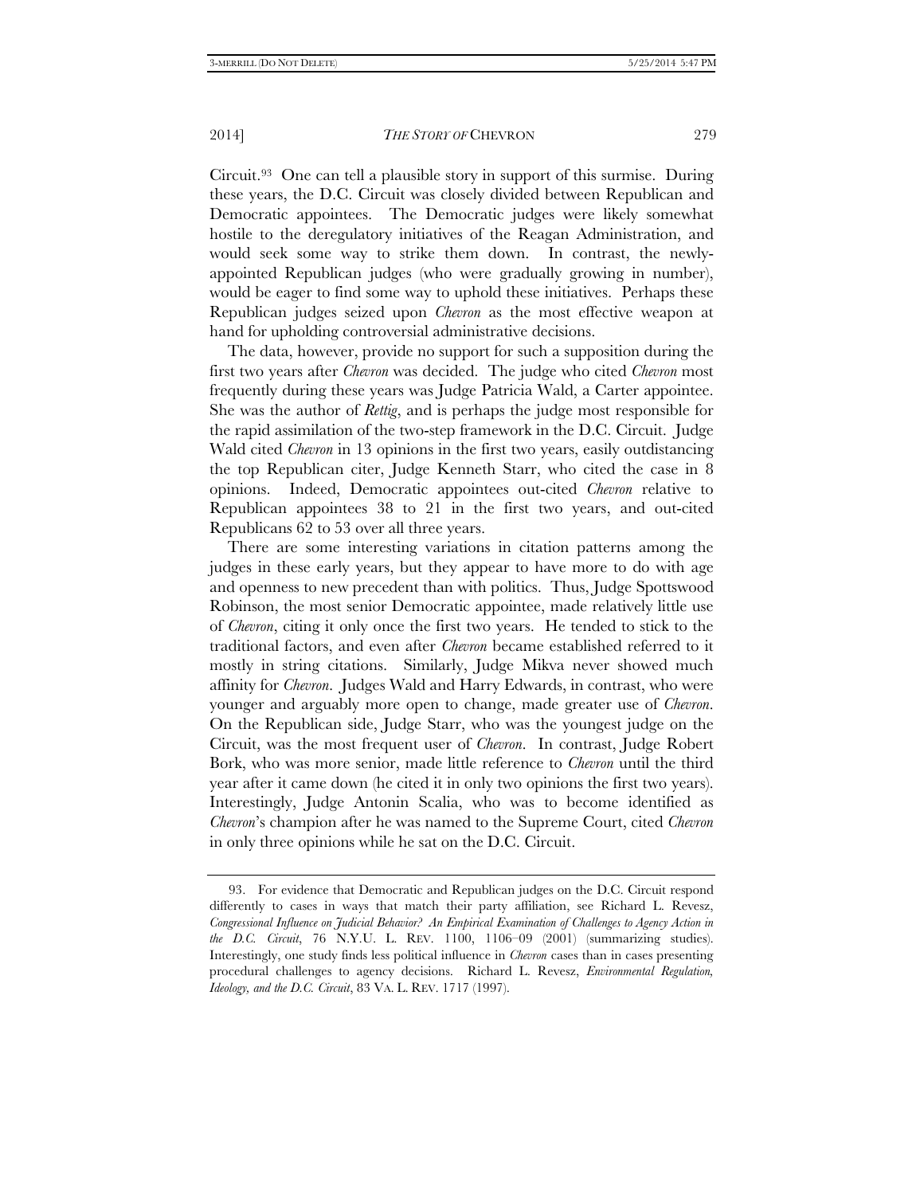Circuit.[93] One can tell a plausible story in support of this surmise. During these years, the D.C. Circuit was closely divided between Republican and Democratic appointees. The Democratic judges were likely somewhat hostile to the deregulatory initiatives of the Reagan Administration, and would seek some way to strike them down. In contrast, the newly-appointed Republican judges (who were gradually growing in number), would be eager to find some way to uphold these initiatives. Perhaps these Republican judges seized upon *Chevron* as the most effective weapon at hand for upholding controversial administrative decisions.

The data, however, provide no support for such a supposition during the first two years after *Chevron* was decided. The judge who cited *Chevron* most frequently during these years was Judge Patricia Wald, a Carter appointee. She was the author of *Rettig*, and is perhaps the judge most responsible for the rapid assimilation of the two-step framework in the D.C. Circuit. Judge Wald cited *Chevron* in 13 opinions in the first two years, easily outdistancing the top Republican citer, Judge Kenneth Starr, who cited the case in 8 opinions. Indeed, Democratic appointees out-cited *Chevron* relative to Republican appointees 38 to 21 in the first two years, and out-cited Republicans 62 to 53 over all three years.

There are some interesting variations in citation patterns among the judges in these early years, but they appear to have more to do with age and openness to new precedent than with politics. Thus, Judge Spottswood Robinson, the most senior Democratic appointee, made relatively little use of *Chevron*, citing it only once the first two years. He tended to stick to the traditional factors, and even after *Chevron* became established referred to it mostly in string citations. Similarly, Judge Mikva never showed much affinity for *Chevron*. Judges Wald and Harry Edwards, in contrast, who were younger and arguably more open to change, made greater use of *Chevron*. On the Republican side, Judge Starr, who was the youngest judge on the Circuit, was the most frequent user of *Chevron*. In contrast, Judge Robert Bork, who was more senior, made little reference to *Chevron* until the third year after it came down (he cited it in only two opinions the first two years). Interestingly, Judge Antonin Scalia, who was to become identified as *Chevron*'s champion after he was named to the Supreme Court, cited *Chevron* in only three opinions while he sat on the D.C. Circuit.

---

93. For evidence that Democratic and Republican judges on the D.C. Circuit respond differently to cases in ways that match their party affiliation, see Richard L. Revesz, *Congressional Influence on Judicial Behavior? An Empirical Examination of Challenges to Agency Action in the D.C. Circuit*, 76 N.Y.U. L. REV. 1100, 1106–09 (2001) (summarizing studies). Interestingly, one study finds less political influence in *Chevron* cases than in cases presenting procedural challenges to agency decisions. Richard L. Revesz, *Environmental Regulation, Ideology, and the D.C. Circuit*, 83 VA. L. REV. 1717 (1997).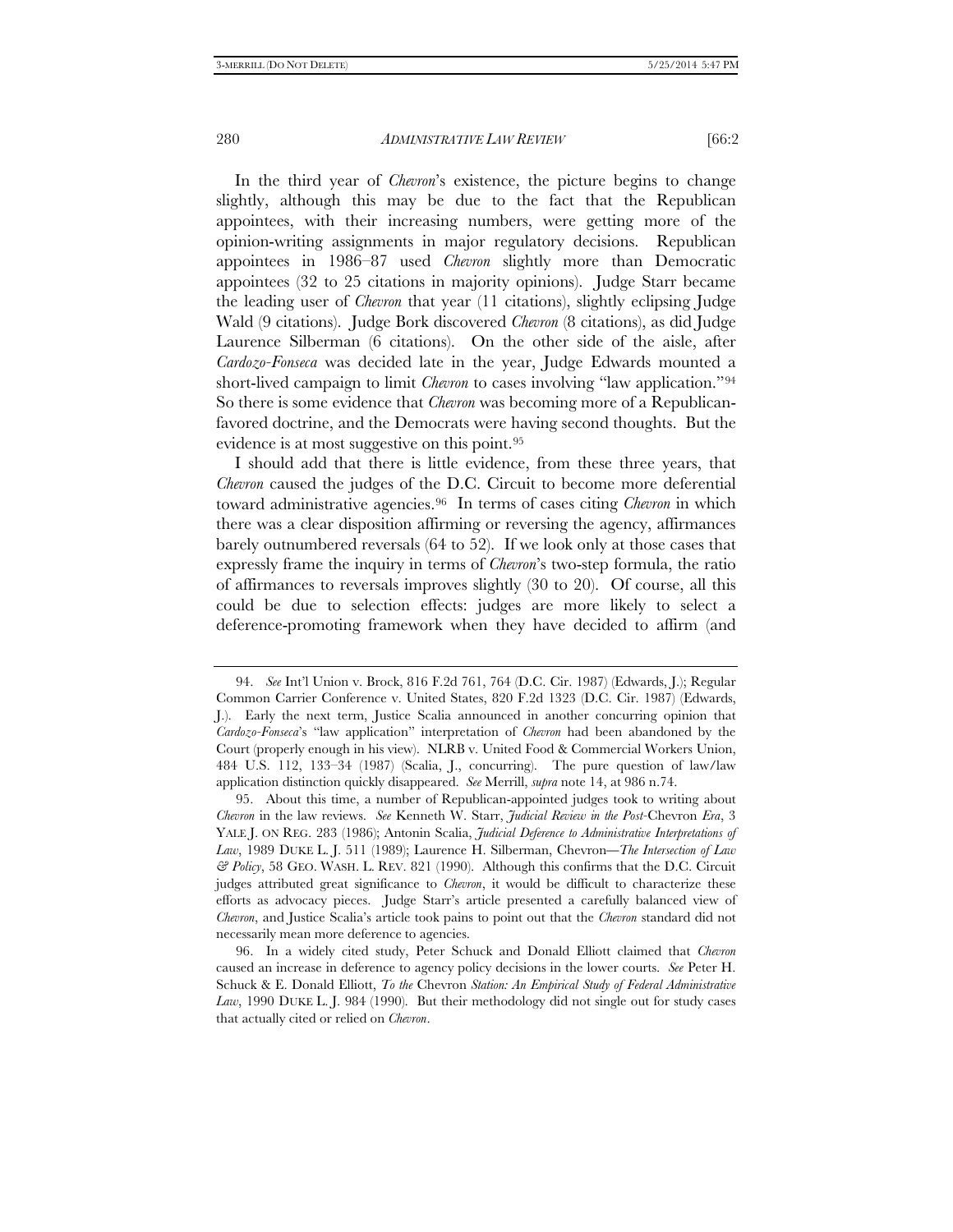In the third year of *Chevron*'s existence, the picture begins to change slightly, although this may be due to the fact that the Republican appointees, with their increasing numbers, were getting more of the opinion-writing assignments in major regulatory decisions. Republican appointees in 1986–87 used *Chevron* slightly more than Democratic appointees (32 to 25 citations in majority opinions). Judge Starr became the leading user of *Chevron* that year (11 citations), slightly eclipsing Judge Wald (9 citations). Judge Bork discovered *Chevron* (8 citations), as did Judge Laurence Silberman (6 citations). On the other side of the aisle, after *Cardozo-Fonseca* was decided late in the year, Judge Edwards mounted a short-lived campaign to limit *Chevron* to cases involving "law application."[94] So there is some evidence that *Chevron* was becoming more of a Republican-favored doctrine, and the Democrats were having second thoughts. But the evidence is at most suggestive on this point.[95]

I should add that there is little evidence, from these three years, that *Chevron* caused the judges of the D.C. Circuit to become more deferential toward administrative agencies.[96] In terms of cases citing *Chevron* in which there was a clear disposition affirming or reversing the agency, affirmances barely outnumbered reversals (64 to 52). If we look only at those cases that expressly frame the inquiry in terms of *Chevron*'s two-step formula, the ratio of affirmances to reversals improves slightly (30 to 20). Of course, all this could be due to selection effects: judges are more likely to select a deference-promoting framework when they have decided to affirm (and

---

94. *See* Int'l Union v. Brock, 816 F.2d 761, 764 (D.C. Cir. 1987) (Edwards, J.); Regular Common Carrier Conference v. United States, 820 F.2d 1323 (D.C. Cir. 1987) (Edwards, J.). Early the next term, Justice Scalia announced in another concurring opinion that *Cardozo-Fonseca*'s "law application" interpretation of *Chevron* had been abandoned by the Court (properly enough in his view). NLRB v. United Food & Commercial Workers Union, 484 U.S. 112, 133–34 (1987) (Scalia, J., concurring). The pure question of law/law application distinction quickly disappeared. *See* Merrill, *supra* note 14, at 986 n.74.

95. About this time, a number of Republican-appointed judges took to writing about *Chevron* in the law reviews. *See* Kenneth W. Starr, *Judicial Review in the Post-*Chevron *Era*, 3 YALE J. ON REG. 283 (1986); Antonin Scalia, *Judicial Deference to Administrative Interpretations of Law*, 1989 DUKE L. J. 511 (1989); Laurence H. Silberman, Chevron*—The Intersection of Law & Policy*, 58 GEO. WASH. L. REV. 821 (1990). Although this confirms that the D.C. Circuit judges attributed great significance to *Chevron*, it would be difficult to characterize these efforts as advocacy pieces. Judge Starr's article presented a carefully balanced view of *Chevron*, and Justice Scalia's article took pains to point out that the *Chevron* standard did not necessarily mean more deference to agencies.

96. In a widely cited study, Peter Schuck and Donald Elliott claimed that *Chevron* caused an increase in deference to agency policy decisions in the lower courts. *See* Peter H. Schuck & E. Donald Elliott, *To the* Chevron *Station: An Empirical Study of Federal Administrative Law*, 1990 DUKE L. J. 984 (1990). But their methodology did not single out for study cases that actually cited or relied on *Chevron*.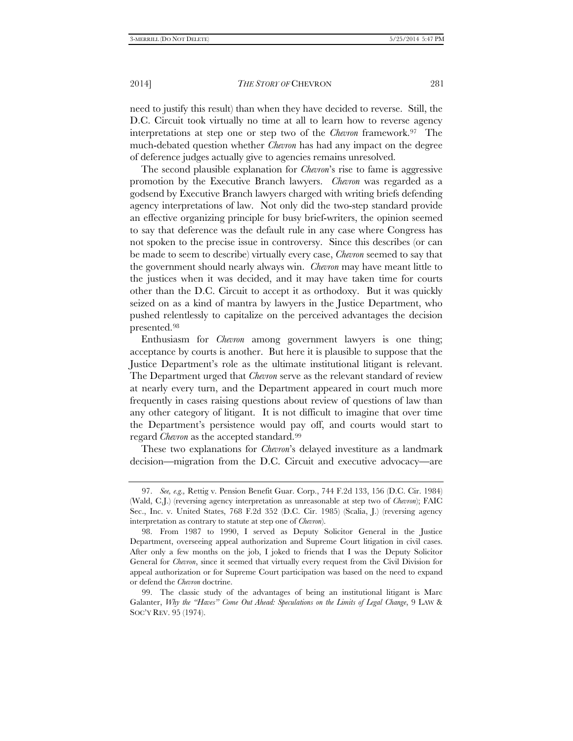need to justify this result) than when they have decided to reverse. Still, the D.C. Circuit took virtually no time at all to learn how to reverse agency interpretations at step one or step two of the *Chevron* framework.[97] The much-debated question whether *Chevron* has had any impact on the degree of deference judges actually give to agencies remains unresolved.

The second plausible explanation for *Chevron*'s rise to fame is aggressive promotion by the Executive Branch lawyers. *Chevron* was regarded as a godsend by Executive Branch lawyers charged with writing briefs defending agency interpretations of law. Not only did the two-step standard provide an effective organizing principle for busy brief-writers, the opinion seemed to say that deference was the default rule in any case where Congress has not spoken to the precise issue in controversy. Since this describes (or can be made to seem to describe) virtually every case, *Chevron* seemed to say that the government should nearly always win. *Chevron* may have meant little to the justices when it was decided, and it may have taken time for courts other than the D.C. Circuit to accept it as orthodoxy. But it was quickly seized on as a kind of mantra by lawyers in the Justice Department, who pushed relentlessly to capitalize on the perceived advantages the decision presented.[98]

Enthusiasm for *Chevron* among government lawyers is one thing; acceptance by courts is another. But here it is plausible to suppose that the Justice Department's role as the ultimate institutional litigant is relevant. The Department urged that *Chevron* serve as the relevant standard of review at nearly every turn, and the Department appeared in court much more frequently in cases raising questions about review of questions of law than any other category of litigant. It is not difficult to imagine that over time the Department's persistence would pay off, and courts would start to regard *Chevron* as the accepted standard.[99]

These two explanations for *Chevron*'s delayed investiture as a landmark decision—migration from the D.C. Circuit and executive advocacy—are

---

97. *See, e.g.*, Rettig v. Pension Benefit Guar. Corp., 744 F.2d 133, 156 (D.C. Cir. 1984) (Wald, C.J.) (reversing agency interpretation as unreasonable at step two of *Chevron*); FAIC Sec., Inc. v. United States, 768 F.2d 352 (D.C. Cir. 1985) (Scalia, J.) (reversing agency interpretation as contrary to statute at step one of *Chevron*).

98. From 1987 to 1990, I served as Deputy Solicitor General in the Justice Department, overseeing appeal authorization and Supreme Court litigation in civil cases. After only a few months on the job, I joked to friends that I was the Deputy Solicitor General for *Chevron*, since it seemed that virtually every request from the Civil Division for appeal authorization or for Supreme Court participation was based on the need to expand or defend the *Chevron* doctrine.

99. The classic study of the advantages of being an institutional litigant is Marc Galanter, *Why the "Haves" Come Out Ahead: Speculations on the Limits of Legal Change*, 9 LAW & SOC'Y REV. 95 (1974).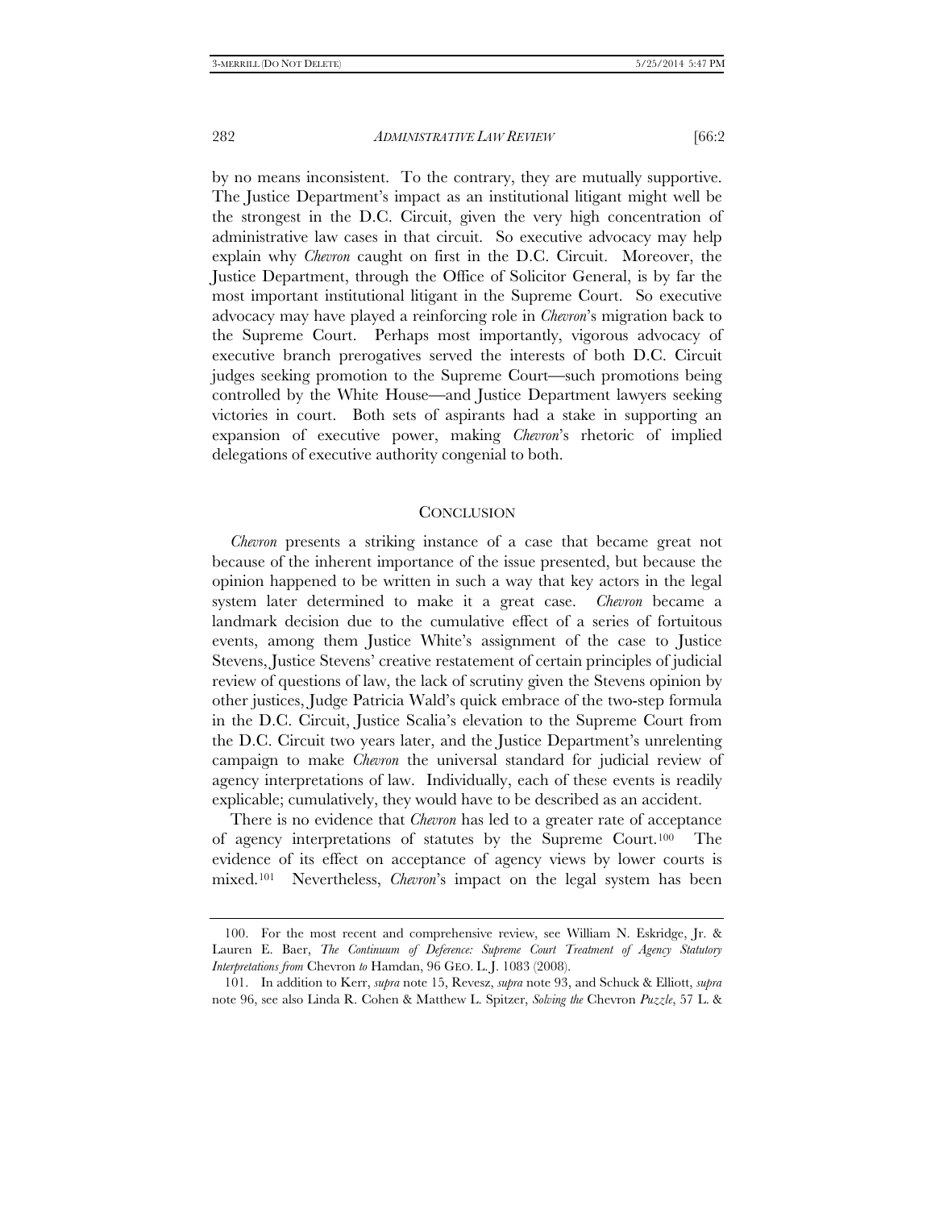by no means inconsistent. To the contrary, they are mutually supportive. The Justice Department's impact as an institutional litigant might well be the strongest in the D.C. Circuit, given the very high concentration of administrative law cases in that circuit. So executive advocacy may help explain why *Chevron* caught on first in the D.C. Circuit. Moreover, the Justice Department, through the Office of Solicitor General, is by far the most important institutional litigant in the Supreme Court. So executive advocacy may have played a reinforcing role in *Chevron*'s migration back to the Supreme Court. Perhaps most importantly, vigorous advocacy of executive branch prerogatives served the interests of both D.C. Circuit judges seeking promotion to the Supreme Court—such promotions being controlled by the White House—and Justice Department lawyers seeking victories in court. Both sets of aspirants had a stake in supporting an expansion of executive power, making *Chevron*'s rhetoric of implied delegations of executive authority congenial to both.

## CONCLUSION

*Chevron* presents a striking instance of a case that became great not because of the inherent importance of the issue presented, but because the opinion happened to be written in such a way that key actors in the legal system later determined to make it a great case. *Chevron* became a landmark decision due to the cumulative effect of a series of fortuitous events, among them Justice White's assignment of the case to Justice Stevens, Justice Stevens' creative restatement of certain principles of judicial review of questions of law, the lack of scrutiny given the Stevens opinion by other justices, Judge Patricia Wald's quick embrace of the two-step formula in the D.C. Circuit, Justice Scalia's elevation to the Supreme Court from the D.C. Circuit two years later, and the Justice Department's unrelenting campaign to make *Chevron* the universal standard for judicial review of agency interpretations of law. Individually, each of these events is readily explicable; cumulatively, they would have to be described as an accident.

There is no evidence that *Chevron* has led to a greater rate of acceptance of agency interpretations of statutes by the Supreme Court.[100] The evidence of its effect on acceptance of agency views by lower courts is mixed.[101] Nevertheless, *Chevron*'s impact on the legal system has been

---

100. For the most recent and comprehensive review, see William N. Eskridge, Jr. & Lauren E. Baer, *The Continuum of Deference: Supreme Court Treatment of Agency Statutory Interpretations from* Chevron *to* Hamdan, 96 GEO. L. J. 1083 (2008).

101. In addition to Kerr, *supra* note 15, Revesz, *supra* note 93, and Schuck & Elliott, *supra* note 96, see also Linda R. Cohen & Matthew L. Spitzer, *Solving the* Chevron *Puzzle*, 57 L. &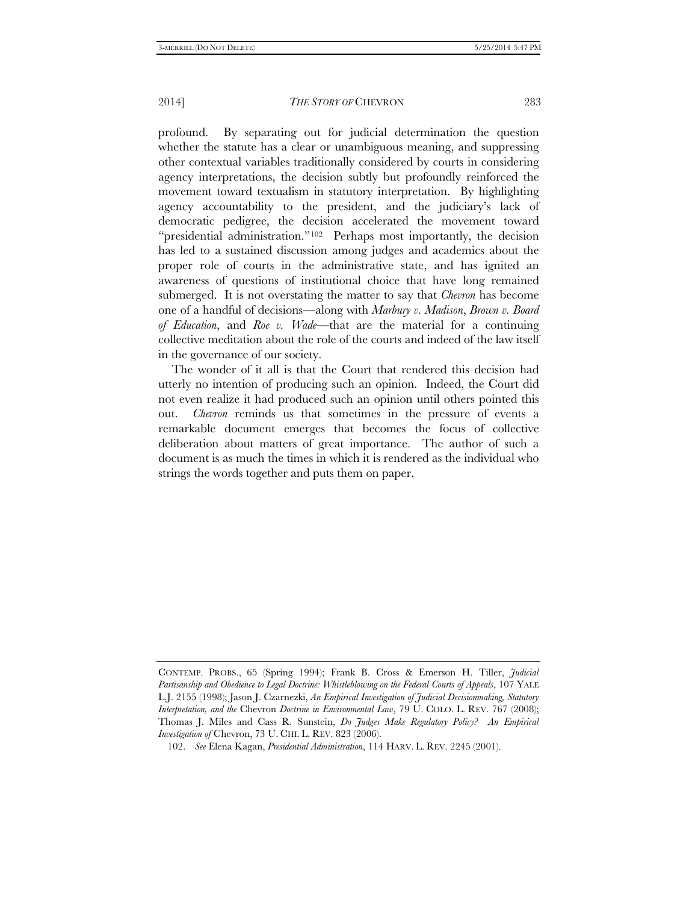profound. By separating out for judicial determination the question whether the statute has a clear or unambiguous meaning, and suppressing other contextual variables traditionally considered by courts in considering agency interpretations, the decision subtly but profoundly reinforced the movement toward textualism in statutory interpretation. By highlighting agency accountability to the president, and the judiciary's lack of democratic pedigree, the decision accelerated the movement toward "presidential administration."[102] Perhaps most importantly, the decision has led to a sustained discussion among judges and academics about the proper role of courts in the administrative state, and has ignited an awareness of questions of institutional choice that have long remained submerged. It is not overstating the matter to say that *Chevron* has become one of a handful of decisions—along with *Marbury v. Madison*, *Brown v. Board of Education*, and *Roe v. Wade*—that are the material for a continuing collective meditation about the role of the courts and indeed of the law itself in the governance of our society.

The wonder of it all is that the Court that rendered this decision had utterly no intention of producing such an opinion. Indeed, the Court did not even realize it had produced such an opinion until others pointed this out. *Chevron* reminds us that sometimes in the pressure of events a remarkable document emerges that becomes the focus of collective deliberation about matters of great importance. The author of such a document is as much the times in which it is rendered as the individual who strings the words together and puts them on paper.

---

CONTEMP. PROBS., 65 (Spring 1994); Frank B. Cross & Emerson H. Tiller, *Judicial Partisanship and Obedience to Legal Doctrine: Whistleblowing on the Federal Courts of Appeals*, 107 YALE L.J. 2155 (1998); Jason J. Czarnezki, *An Empirical Investigation of Judicial Decisionmaking, Statutory Interpretation, and the* Chevron *Doctrine in Environmental Law*, 79 U. COLO. L. REV. 767 (2008); Thomas J. Miles and Cass R. Sunstein, *Do Judges Make Regulatory Policy? An Empirical Investigation of* Chevron, 73 U. CHI. L. REV. 823 (2006).

102. *See* Elena Kagan, *Presidential Administration*, 114 HARV. L. REV. 2245 (2001).